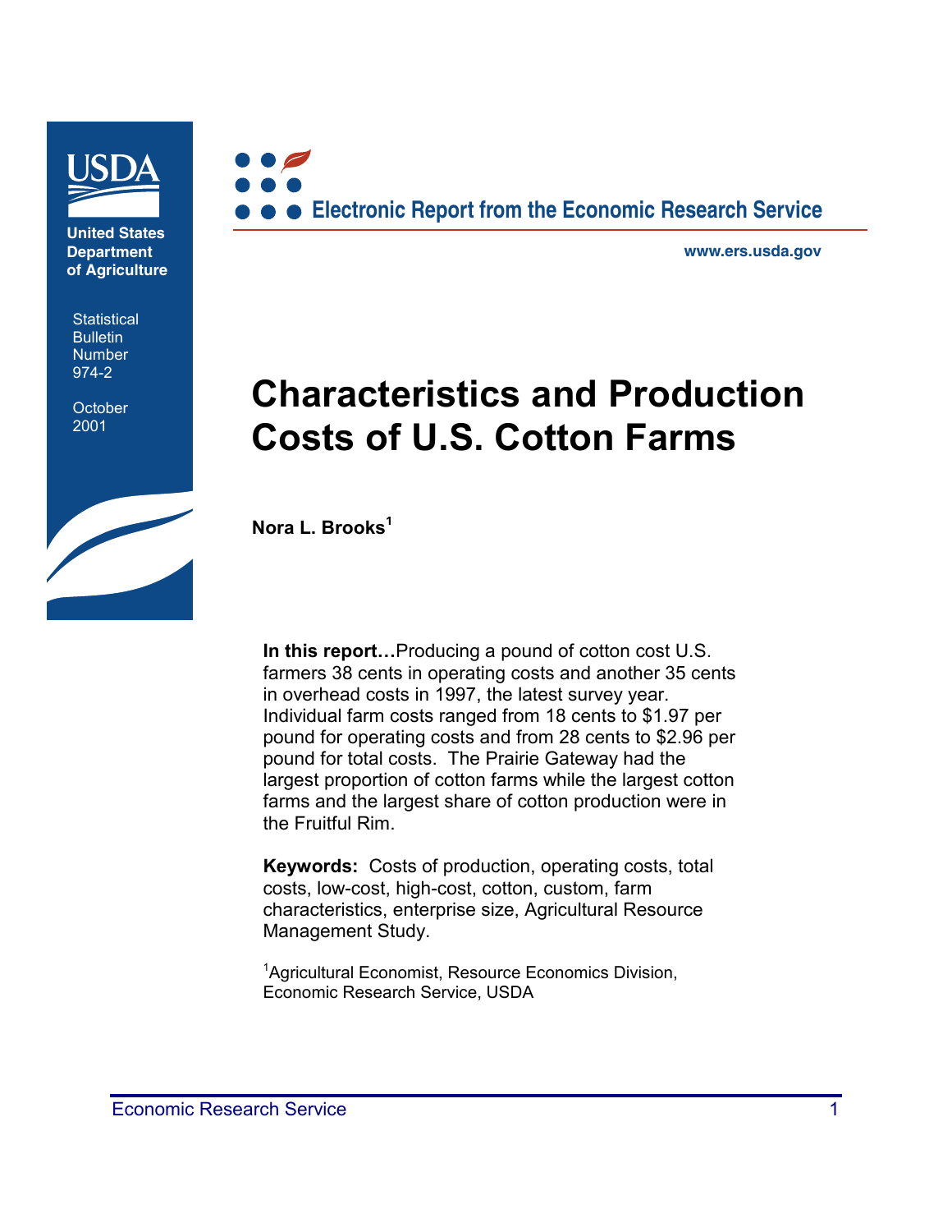**United States Department of Agriculture**

Statistical Bulletin Number 974-2

October 2001

**Electronic Report from the Economic Research Service**

**www.ers.usda.gov**

# Characteristics and Production Costs of U.S. Cotton Farms

**Nora L. Brooks**[1]

**In this report…**Producing a pound of cotton cost U.S. farmers 38 cents in operating costs and another 35 cents in overhead costs in 1997, the latest survey year. Individual farm costs ranged from 18 cents to $1.97 per pound for operating costs and from 28 cents to $2.96 per pound for total costs. The Prairie Gateway had the largest proportion of cotton farms while the largest cotton farms and the largest share of cotton production were in the Fruitful Rim.

**Keywords:** Costs of production, operating costs, total costs, low-cost, high-cost, cotton, custom, farm characteristics, enterprise size, Agricultural Resource Management Study.

[1]Agricultural Economist, Resource Economics Division, Economic Research Service, USDA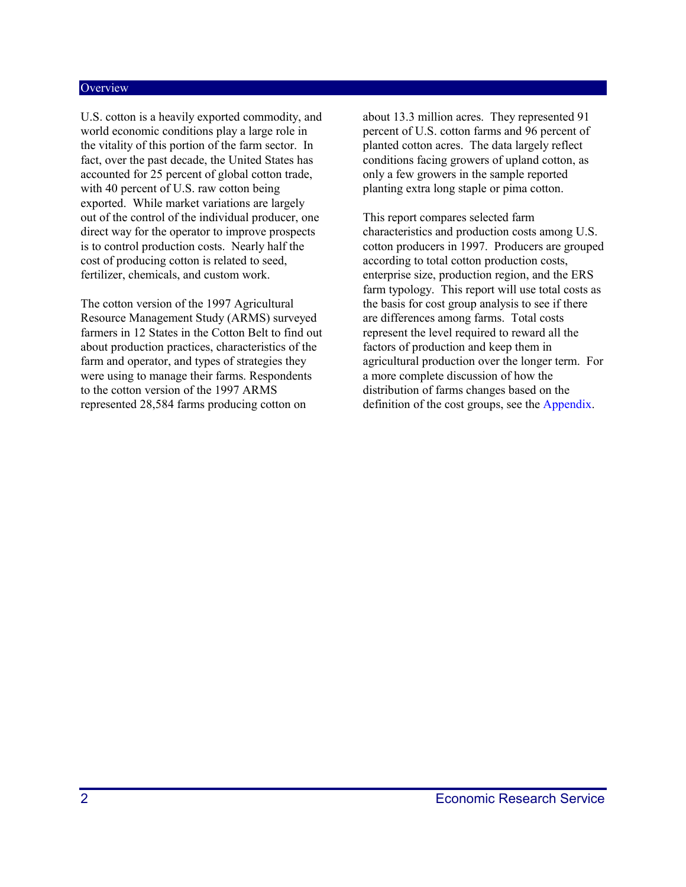## Overview

U.S. cotton is a heavily exported commodity, and world economic conditions play a large role in the vitality of this portion of the farm sector. In fact, over the past decade, the United States has accounted for 25 percent of global cotton trade, with 40 percent of U.S. raw cotton being exported. While market variations are largely out of the control of the individual producer, one direct way for the operator to improve prospects is to control production costs. Nearly half the cost of producing cotton is related to seed, fertilizer, chemicals, and custom work.

The cotton version of the 1997 Agricultural Resource Management Study (ARMS) surveyed farmers in 12 States in the Cotton Belt to find out about production practices, characteristics of the farm and operator, and types of strategies they were using to manage their farms. Respondents to the cotton version of the 1997 ARMS represented 28,584 farms producing cotton on about 13.3 million acres. They represented 91 percent of U.S. cotton farms and 96 percent of planted cotton acres. The data largely reflect conditions facing growers of upland cotton, as only a few growers in the sample reported planting extra long staple or pima cotton.

This report compares selected farm characteristics and production costs among U.S. cotton producers in 1997. Producers are grouped according to total cotton production costs, enterprise size, production region, and the ERS farm typology. This report will use total costs as the basis for cost group analysis to see if there are differences among farms. Total costs represent the level required to reward all the factors of production and keep them in agricultural production over the longer term. For a more complete discussion of how the distribution of farms changes based on the definition of the cost groups, see the Appendix.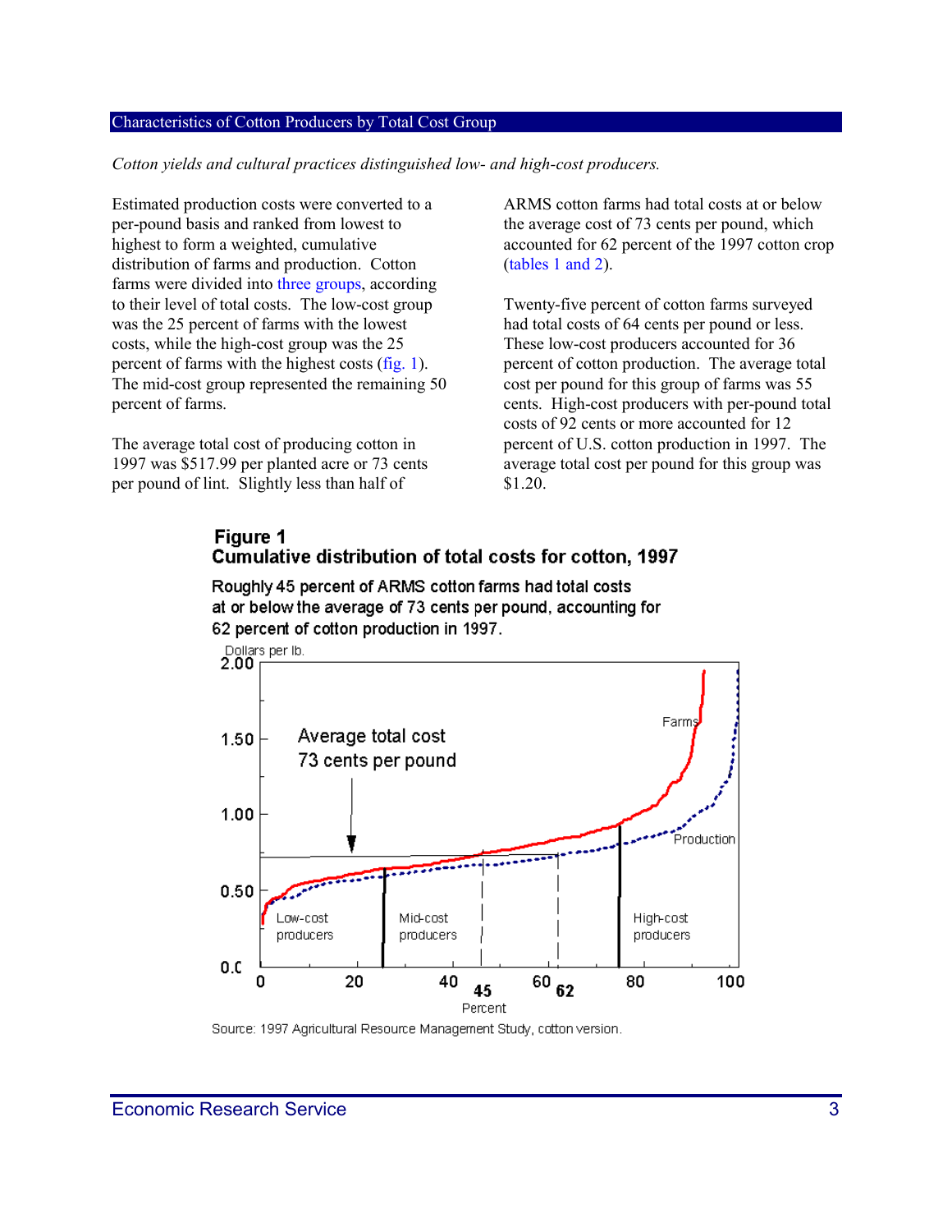## Characteristics of Cotton Producers by Total Cost Group

*Cotton yields and cultural practices distinguished low- and high-cost producers.*

Estimated production costs were converted to a per-pound basis and ranked from lowest to highest to form a weighted, cumulative distribution of farms and production. Cotton farms were divided into three groups, according to their level of total costs. The low-cost group was the 25 percent of farms with the lowest costs, while the high-cost group was the 25 percent of farms with the highest costs (fig. 1). The mid-cost group represented the remaining 50 percent of farms.

The average total cost of producing cotton in 1997 was $517.99 per planted acre or 73 cents per pound of lint. Slightly less than half of ARMS cotton farms had total costs at or below the average cost of 73 cents per pound, which accounted for 62 percent of the 1997 cotton crop (tables 1 and 2).

Twenty-five percent of cotton farms surveyed had total costs of 64 cents per pound or less. These low-cost producers accounted for 36 percent of cotton production. The average total cost per pound for this group of farms was 55 cents. High-cost producers with per-pound total costs of 92 cents or more accounted for 12 percent of U.S. cotton production in 1997. The average total cost per pound for this group was $1.20.

**Figure 1**
**Cumulative distribution of total costs for cotton, 1997**

Roughly 45 percent of ARMS cotton farms had total costs at or below the average of 73 cents per pound, accounting for 62 percent of cotton production in 1997.

Source: 1997 Agricultural Resource Management Study, cotton version.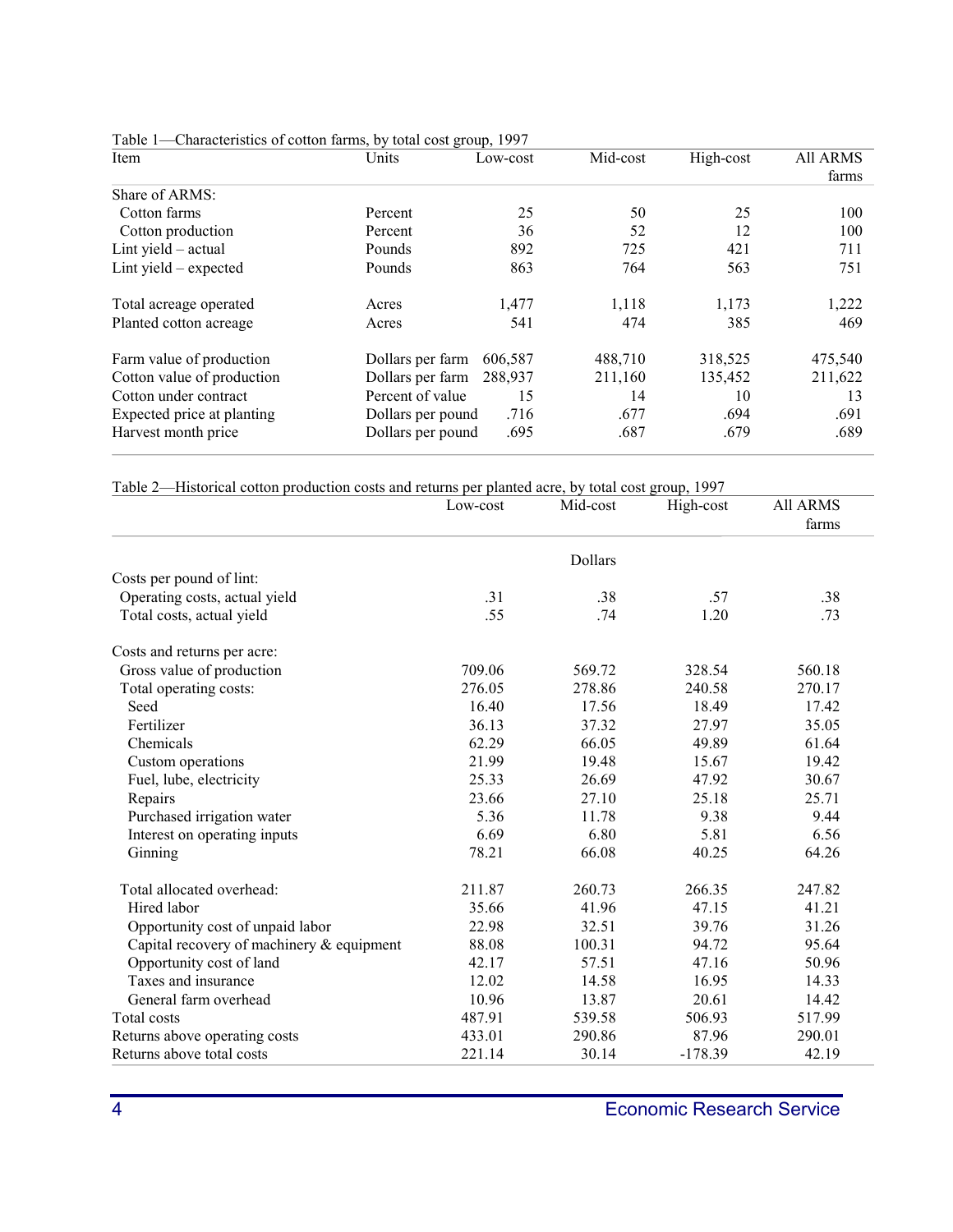Table 1—Characteristics of cotton farms, by total cost group, 1997

| Item | Units | Low-cost | Mid-cost | High-cost | All ARMS farms |
|---|---|---|---|---|---|
| Share of ARMS: | | | | | |
| Cotton farms | Percent | 25 | 50 | 25 | 100 |
| Cotton production | Percent | 36 | 52 | 12 | 100 |
| Lint yield – actual | Pounds | 892 | 725 | 421 | 711 |
| Lint yield – expected | Pounds | 863 | 764 | 563 | 751 |
| Total acreage operated | Acres | 1,477 | 1,118 | 1,173 | 1,222 |
| Planted cotton acreage | Acres | 541 | 474 | 385 | 469 |
| Farm value of production | Dollars per farm | 606,587 | 488,710 | 318,525 | 475,540 |
| Cotton value of production | Dollars per farm | 288,937 | 211,160 | 135,452 | 211,622 |
| Cotton under contract | Percent of value | 15 | 14 | 10 | 13 |
| Expected price at planting | Dollars per pound | .716 | .677 | .694 | .691 |
| Harvest month price | Dollars per pound | .695 | .687 | .679 | .689 |

Table 2—Historical cotton production costs and returns per planted acre, by total cost group, 1997

| | Low-cost | Mid-cost | High-cost | All ARMS farms |
|---|---|---|---|---|
| | | Dollars | | |
| Costs per pound of lint: | | | | |
| Operating costs, actual yield | .31 | .38 | .57 | .38 |
| Total costs, actual yield | .55 | .74 | 1.20 | .73 |
| Costs and returns per acre: | | | | |
| Gross value of production | 709.06 | 569.72 | 328.54 | 560.18 |
| Total operating costs: | 276.05 | 278.86 | 240.58 | 270.17 |
| Seed | 16.40 | 17.56 | 18.49 | 17.42 |
| Fertilizer | 36.13 | 37.32 | 27.97 | 35.05 |
| Chemicals | 62.29 | 66.05 | 49.89 | 61.64 |
| Custom operations | 21.99 | 19.48 | 15.67 | 19.42 |
| Fuel, lube, electricity | 25.33 | 26.69 | 47.92 | 30.67 |
| Repairs | 23.66 | 27.10 | 25.18 | 25.71 |
| Purchased irrigation water | 5.36 | 11.78 | 9.38 | 9.44 |
| Interest on operating inputs | 6.69 | 6.80 | 5.81 | 6.56 |
| Ginning | 78.21 | 66.08 | 40.25 | 64.26 |
| Total allocated overhead: | 211.87 | 260.73 | 266.35 | 247.82 |
| Hired labor | 35.66 | 41.96 | 47.15 | 41.21 |
| Opportunity cost of unpaid labor | 22.98 | 32.51 | 39.76 | 31.26 |
| Capital recovery of machinery & equipment | 88.08 | 100.31 | 94.72 | 95.64 |
| Opportunity cost of land | 42.17 | 57.51 | 47.16 | 50.96 |
| Taxes and insurance | 12.02 | 14.58 | 16.95 | 14.33 |
| General farm overhead | 10.96 | 13.87 | 20.61 | 14.42 |
| Total costs | 487.91 | 539.58 | 506.93 | 517.99 |
| Returns above operating costs | 433.01 | 290.86 | 87.96 | 290.01 |
| Returns above total costs | 221.14 | 30.14 | -178.39 | 42.19 |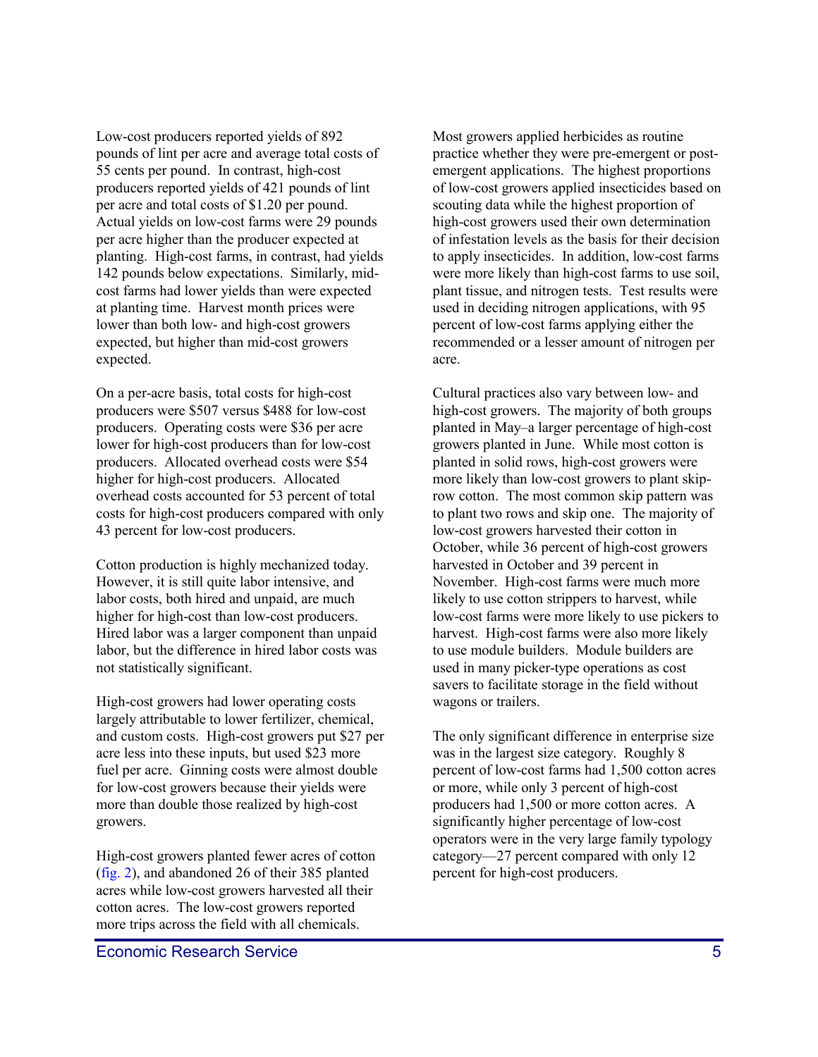Low-cost producers reported yields of 892 pounds of lint per acre and average total costs of 55 cents per pound. In contrast, high-cost producers reported yields of 421 pounds of lint per acre and total costs of $1.20 per pound. Actual yields on low-cost farms were 29 pounds per acre higher than the producer expected at planting. High-cost farms, in contrast, had yields 142 pounds below expectations. Similarly, mid-cost farms had lower yields than were expected at planting time. Harvest month prices were lower than both low- and high-cost growers expected, but higher than mid-cost growers expected.

On a per-acre basis, total costs for high-cost producers were $507 versus $488 for low-cost producers. Operating costs were $36 per acre lower for high-cost producers than for low-cost producers. Allocated overhead costs were $54 higher for high-cost producers. Allocated overhead costs accounted for 53 percent of total costs for high-cost producers compared with only 43 percent for low-cost producers.

Cotton production is highly mechanized today. However, it is still quite labor intensive, and labor costs, both hired and unpaid, are much higher for high-cost than low-cost producers. Hired labor was a larger component than unpaid labor, but the difference in hired labor costs was not statistically significant.

High-cost growers had lower operating costs largely attributable to lower fertilizer, chemical, and custom costs. High-cost growers put $27 per acre less into these inputs, but used $23 more fuel per acre. Ginning costs were almost double for low-cost growers because their yields were more than double those realized by high-cost growers.

High-cost growers planted fewer acres of cotton (fig. 2), and abandoned 26 of their 385 planted acres while low-cost growers harvested all their cotton acres. The low-cost growers reported more trips across the field with all chemicals. Most growers applied herbicides as routine practice whether they were pre-emergent or post-emergent applications. The highest proportions of low-cost growers applied insecticides based on scouting data while the highest proportion of high-cost growers used their own determination of infestation levels as the basis for their decision to apply insecticides. In addition, low-cost farms were more likely than high-cost farms to use soil, plant tissue, and nitrogen tests. Test results were used in deciding nitrogen applications, with 95 percent of low-cost farms applying either the recommended or a lesser amount of nitrogen per acre.

Cultural practices also vary between low- and high-cost growers. The majority of both groups planted in May–a larger percentage of high-cost growers planted in June. While most cotton is planted in solid rows, high-cost growers were more likely than low-cost growers to plant skip-row cotton. The most common skip pattern was to plant two rows and skip one. The majority of low-cost growers harvested their cotton in October, while 36 percent of high-cost growers harvested in October and 39 percent in November. High-cost farms were much more likely to use cotton strippers to harvest, while low-cost farms were more likely to use pickers to harvest. High-cost farms were also more likely to use module builders. Module builders are used in many picker-type operations as cost savers to facilitate storage in the field without wagons or trailers.

The only significant difference in enterprise size was in the largest size category. Roughly 8 percent of low-cost farms had 1,500 cotton acres or more, while only 3 percent of high-cost producers had 1,500 or more cotton acres. A significantly higher percentage of low-cost operators were in the very large family typology category—27 percent compared with only 12 percent for high-cost producers.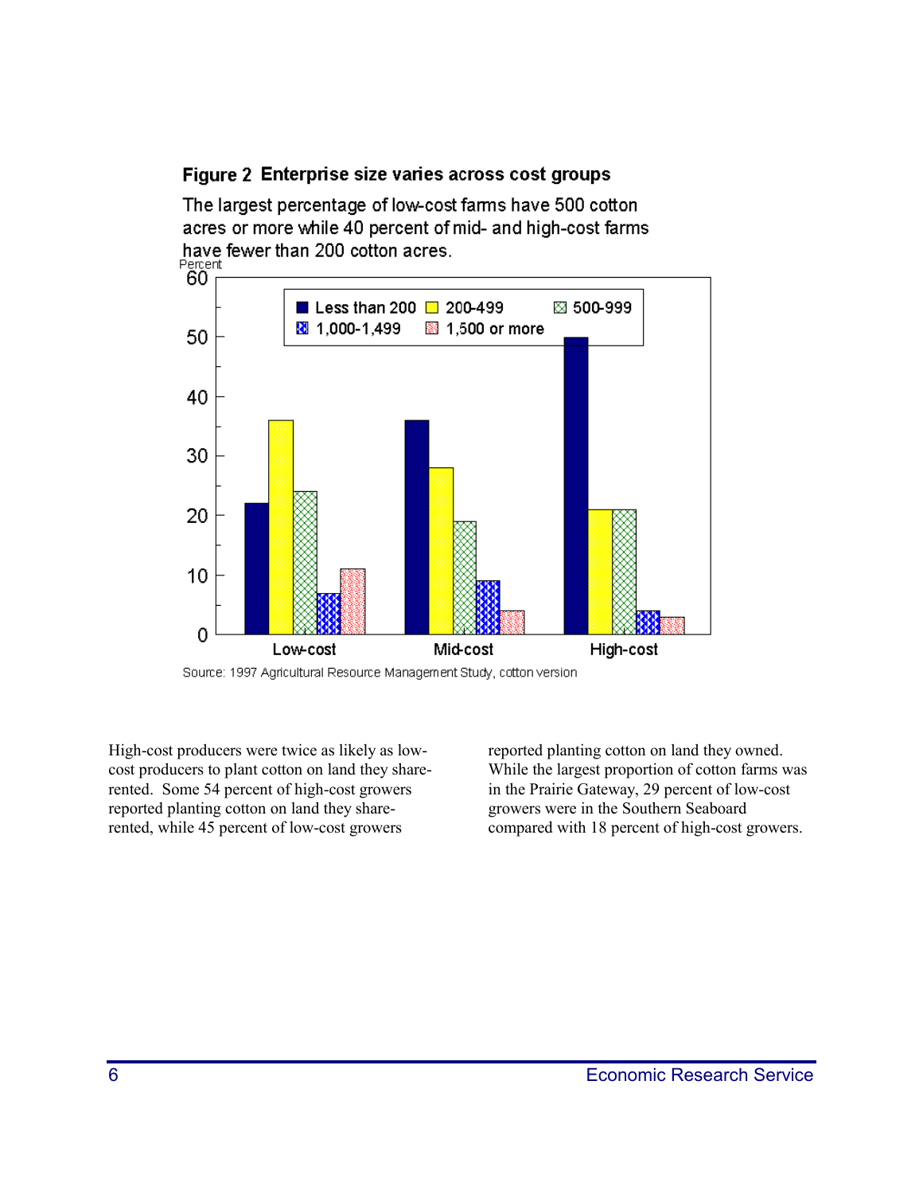**Figure 2 Enterprise size varies across cost groups**

The largest percentage of low-cost farms have 500 cotton acres or more while 40 percent of mid- and high-cost farms have fewer than 200 cotton acres.

Source: 1997 Agricultural Resource Management Study, cotton version

High-cost producers were twice as likely as low-cost producers to plant cotton on land they share-rented. Some 54 percent of high-cost growers reported planting cotton on land they share-rented, while 45 percent of low-cost growers reported planting cotton on land they owned. While the largest proportion of cotton farms was in the Prairie Gateway, 29 percent of low-cost growers were in the Southern Seaboard compared with 18 percent of high-cost growers.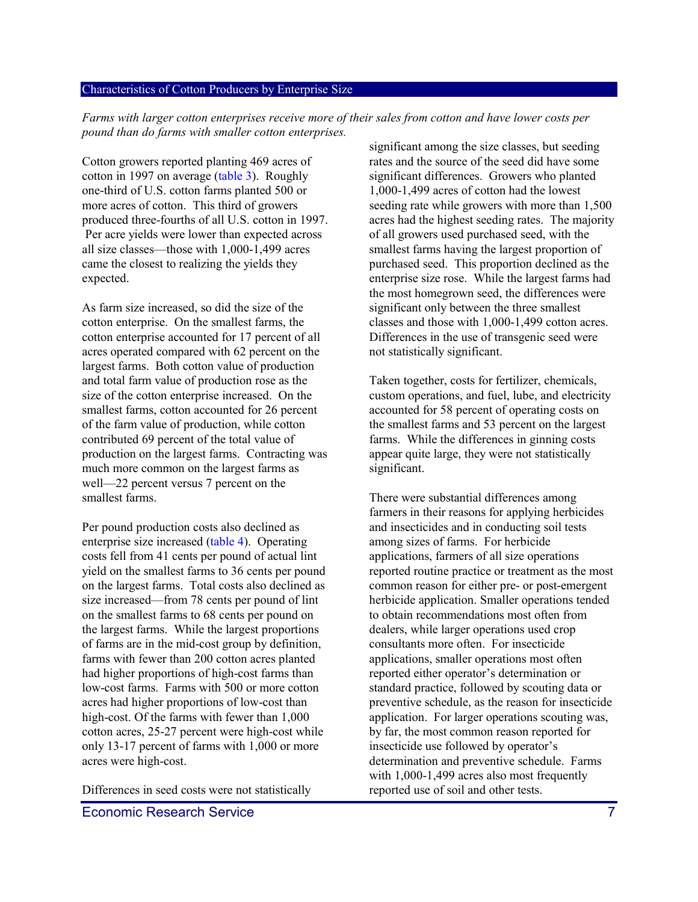## Characteristics of Cotton Producers by Enterprise Size

*Farms with larger cotton enterprises receive more of their sales from cotton and have lower costs per pound than do farms with smaller cotton enterprises.*

Cotton growers reported planting 469 acres of cotton in 1997 on average (table 3). Roughly one-third of U.S. cotton farms planted 500 or more acres of cotton. This third of growers produced three-fourths of all U.S. cotton in 1997. Per acre yields were lower than expected across all size classes—those with 1,000-1,499 acres came the closest to realizing the yields they expected.

As farm size increased, so did the size of the cotton enterprise. On the smallest farms, the cotton enterprise accounted for 17 percent of all acres operated compared with 62 percent on the largest farms. Both cotton value of production and total farm value of production rose as the size of the cotton enterprise increased. On the smallest farms, cotton accounted for 26 percent of the farm value of production, while cotton contributed 69 percent of the total value of production on the largest farms. Contracting was much more common on the largest farms as well—22 percent versus 7 percent on the smallest farms.

Per pound production costs also declined as enterprise size increased (table 4). Operating costs fell from 41 cents per pound of actual lint yield on the smallest farms to 36 cents per pound on the largest farms. Total costs also declined as size increased—from 78 cents per pound of lint on the smallest farms to 68 cents per pound on the largest farms. While the largest proportions of farms are in the mid-cost group by definition, farms with fewer than 200 cotton acres planted had higher proportions of high-cost farms than low-cost farms. Farms with 500 or more cotton acres had higher proportions of low-cost than high-cost. Of the farms with fewer than 1,000 cotton acres, 25-27 percent were high-cost while only 13-17 percent of farms with 1,000 or more acres were high-cost.

Differences in seed costs were not statistically significant among the size classes, but seeding rates and the source of the seed did have some significant differences. Growers who planted 1,000-1,499 acres of cotton had the lowest seeding rate while growers with more than 1,500 acres had the highest seeding rates. The majority of all growers used purchased seed, with the smallest farms having the largest proportion of purchased seed. This proportion declined as the enterprise size rose. While the largest farms had the most homegrown seed, the differences were significant only between the three smallest classes and those with 1,000-1,499 cotton acres. Differences in the use of transgenic seed were not statistically significant.

Taken together, costs for fertilizer, chemicals, custom operations, and fuel, lube, and electricity accounted for 58 percent of operating costs on the smallest farms and 53 percent on the largest farms. While the differences in ginning costs appear quite large, they were not statistically significant.

There were substantial differences among farmers in their reasons for applying herbicides and insecticides and in conducting soil tests among sizes of farms. For herbicide applications, farmers of all size operations reported routine practice or treatment as the most common reason for either pre- or post-emergent herbicide application. Smaller operations tended to obtain recommendations most often from dealers, while larger operations used crop consultants more often. For insecticide applications, smaller operations most often reported either operator's determination or standard practice, followed by scouting data or preventive schedule, as the reason for insecticide application. For larger operations scouting was, by far, the most common reason reported for insecticide use followed by operator's determination and preventive schedule. Farms with 1,000-1,499 acres also most frequently reported use of soil and other tests.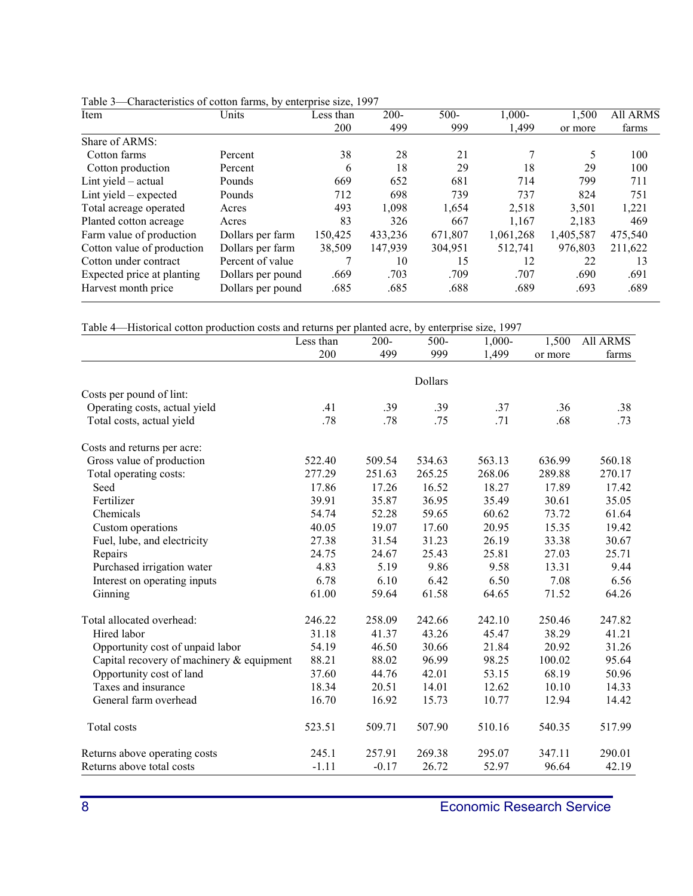Table 3—Characteristics of cotton farms, by enterprise size, 1997

| Item | Units | Less than 200 | 200-499 | 500-999 | 1,000-1,499 | 1,500 or more | All ARMS farms |
|---|---|---|---|---|---|---|---|
| Share of ARMS: | | | | | | | |
| Cotton farms | Percent | 38 | 28 | 21 | 7 | 5 | 100 |
| Cotton production | Percent | 6 | 18 | 29 | 18 | 29 | 100 |
| Lint yield – actual | Pounds | 669 | 652 | 681 | 714 | 799 | 711 |
| Lint yield – expected | Pounds | 712 | 698 | 739 | 737 | 824 | 751 |
| Total acreage operated | Acres | 493 | 1,098 | 1,654 | 2,518 | 3,501 | 1,221 |
| Planted cotton acreage | Acres | 83 | 326 | 667 | 1,167 | 2,183 | 469 |
| Farm value of production | Dollars per farm | 150,425 | 433,236 | 671,807 | 1,061,268 | 1,405,587 | 475,540 |
| Cotton value of production | Dollars per farm | 38,509 | 147,939 | 304,951 | 512,741 | 976,803 | 211,622 |
| Cotton under contract | Percent of value | 7 | 10 | 15 | 12 | 22 | 13 |
| Expected price at planting | Dollars per pound | .669 | .703 | .709 | .707 | .690 | .691 |
| Harvest month price | Dollars per pound | .685 | .685 | .688 | .689 | .693 | .689 |

Table 4—Historical cotton production costs and returns per planted acre, by enterprise size, 1997

| | Less than 200 | 200-499 | 500-999 | 1,000-1,499 | 1,500 or more | All ARMS farms |
|---|---|---|---|---|---|---|
| | | | Dollars | | | |
| Costs per pound of lint: | | | | | | |
| Operating costs, actual yield | .41 | .39 | .39 | .37 | .36 | .38 |
| Total costs, actual yield | .78 | .78 | .75 | .71 | .68 | .73 |
| Costs and returns per acre: | | | | | | |
| Gross value of production | 522.40 | 509.54 | 534.63 | 563.13 | 636.99 | 560.18 |
| Total operating costs: | 277.29 | 251.63 | 265.25 | 268.06 | 289.88 | 270.17 |
| Seed | 17.86 | 17.26 | 16.52 | 18.27 | 17.89 | 17.42 |
| Fertilizer | 39.91 | 35.87 | 36.95 | 35.49 | 30.61 | 35.05 |
| Chemicals | 54.74 | 52.28 | 59.65 | 60.62 | 73.72 | 61.64 |
| Custom operations | 40.05 | 19.07 | 17.60 | 20.95 | 15.35 | 19.42 |
| Fuel, lube, and electricity | 27.38 | 31.54 | 31.23 | 26.19 | 33.38 | 30.67 |
| Repairs | 24.75 | 24.67 | 25.43 | 25.81 | 27.03 | 25.71 |
| Purchased irrigation water | 4.83 | 5.19 | 9.86 | 9.58 | 13.31 | 9.44 |
| Interest on operating inputs | 6.78 | 6.10 | 6.42 | 6.50 | 7.08 | 6.56 |
| Ginning | 61.00 | 59.64 | 61.58 | 64.65 | 71.52 | 64.26 |
| Total allocated overhead: | 246.22 | 258.09 | 242.66 | 242.10 | 250.46 | 247.82 |
| Hired labor | 31.18 | 41.37 | 43.26 | 45.47 | 38.29 | 41.21 |
| Opportunity cost of unpaid labor | 54.19 | 46.50 | 30.66 | 21.84 | 20.92 | 31.26 |
| Capital recovery of machinery & equipment | 88.21 | 88.02 | 96.99 | 98.25 | 100.02 | 95.64 |
| Opportunity cost of land | 37.60 | 44.76 | 42.01 | 53.15 | 68.19 | 50.96 |
| Taxes and insurance | 18.34 | 20.51 | 14.01 | 12.62 | 10.10 | 14.33 |
| General farm overhead | 16.70 | 16.92 | 15.73 | 10.77 | 12.94 | 14.42 |
| Total costs | 523.51 | 509.71 | 507.90 | 510.16 | 540.35 | 517.99 |
| Returns above operating costs | 245.1 | 257.91 | 269.38 | 295.07 | 347.11 | 290.01 |
| Returns above total costs | -1.11 | -0.17 | 26.72 | 52.97 | 96.64 | 42.19 |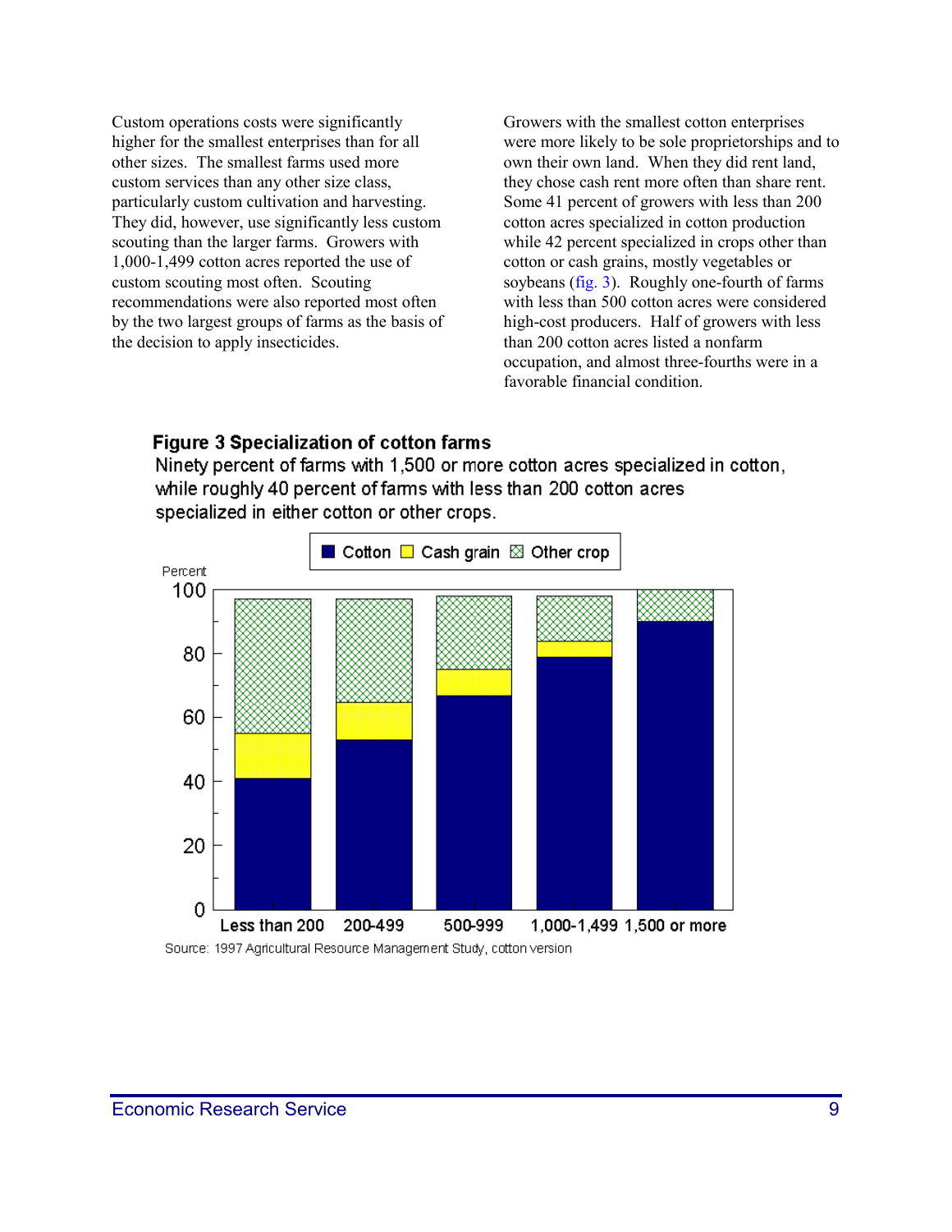Custom operations costs were significantly higher for the smallest enterprises than for all other sizes. The smallest farms used more custom services than any other size class, particularly custom cultivation and harvesting. They did, however, use significantly less custom scouting than the larger farms. Growers with 1,000-1,499 cotton acres reported the use of custom scouting most often. Scouting recommendations were also reported most often by the two largest groups of farms as the basis of the decision to apply insecticides.

Growers with the smallest cotton enterprises were more likely to be sole proprietorships and to own their own land. When they did rent land, they chose cash rent more often than share rent. Some 41 percent of growers with less than 200 cotton acres specialized in cotton production while 42 percent specialized in crops other than cotton or cash grains, mostly vegetables or soybeans (fig. 3). Roughly one-fourth of farms with less than 500 cotton acres were considered high-cost producers. Half of growers with less than 200 cotton acres listed a nonfarm occupation, and almost three-fourths were in a favorable financial condition.

**Figure 3 Specialization of cotton farms**

Ninety percent of farms with 1,500 or more cotton acres specialized in cotton, while roughly 40 percent of farms with less than 200 cotton acres specialized in either cotton or other crops.

Source: 1997 Agricultural Resource Management Study, cotton version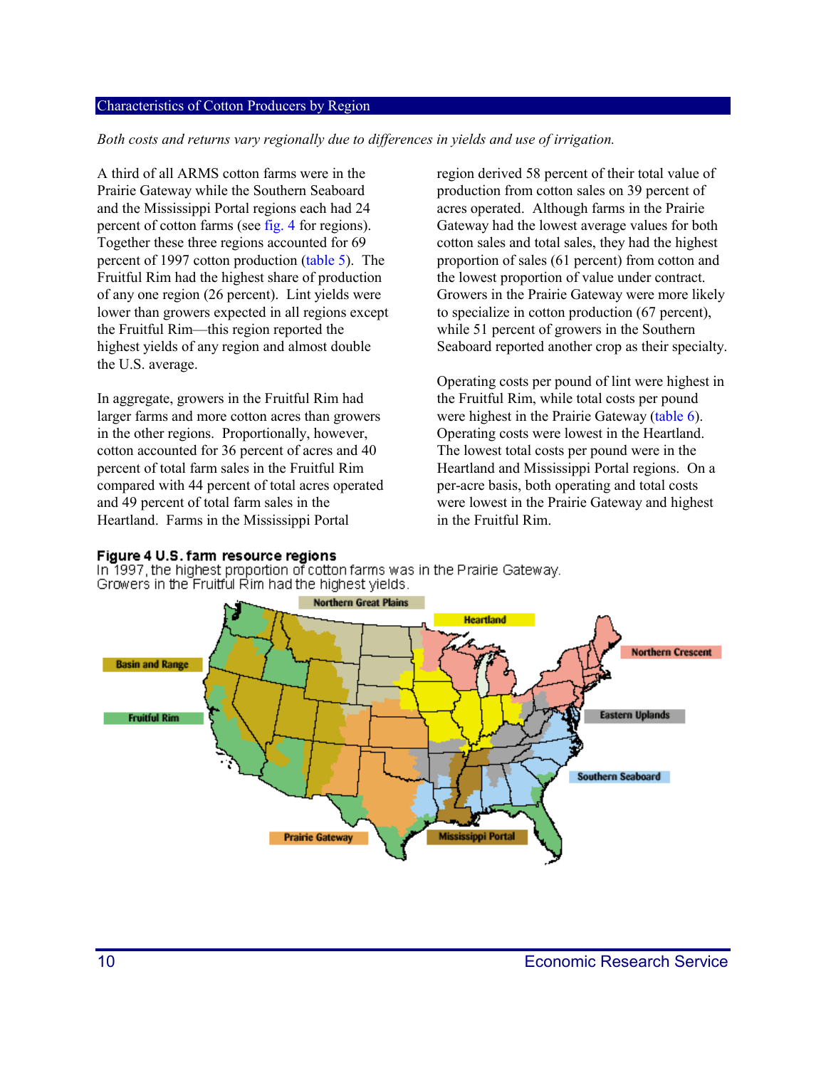## Characteristics of Cotton Producers by Region

*Both costs and returns vary regionally due to differences in yields and use of irrigation.*

A third of all ARMS cotton farms were in the Prairie Gateway while the Southern Seaboard and the Mississippi Portal regions each had 24 percent of cotton farms (see fig. 4 for regions). Together these three regions accounted for 69 percent of 1997 cotton production (table 5). The Fruitful Rim had the highest share of production of any one region (26 percent). Lint yields were lower than growers expected in all regions except the Fruitful Rim—this region reported the highest yields of any region and almost double the U.S. average.

In aggregate, growers in the Fruitful Rim had larger farms and more cotton acres than growers in the other regions. Proportionally, however, cotton accounted for 36 percent of acres and 40 percent of total farm sales in the Fruitful Rim compared with 44 percent of total acres operated and 49 percent of total farm sales in the Heartland. Farms in the Mississippi Portal region derived 58 percent of their total value of production from cotton sales on 39 percent of acres operated. Although farms in the Prairie Gateway had the lowest average values for both cotton sales and total sales, they had the highest proportion of sales (61 percent) from cotton and the lowest proportion of value under contract. Growers in the Prairie Gateway were more likely to specialize in cotton production (67 percent), while 51 percent of growers in the Southern Seaboard reported another crop as their specialty.

Operating costs per pound of lint were highest in the Fruitful Rim, while total costs per pound were highest in the Prairie Gateway (table 6). Operating costs were lowest in the Heartland. The lowest total costs per pound were in the Heartland and Mississippi Portal regions. On a per-acre basis, both operating and total costs were lowest in the Prairie Gateway and highest in the Fruitful Rim.

**Figure 4 U.S. farm resource regions**

In 1997, the highest proportion of cotton farms was in the Prairie Gateway. Growers in the Fruitful Rim had the highest yields.

Northern Great Plains · Heartland · Northern Crescent · Basin and Range · Fruitful Rim · Eastern Uplands · Southern Seaboard · Prairie Gateway · Mississippi Portal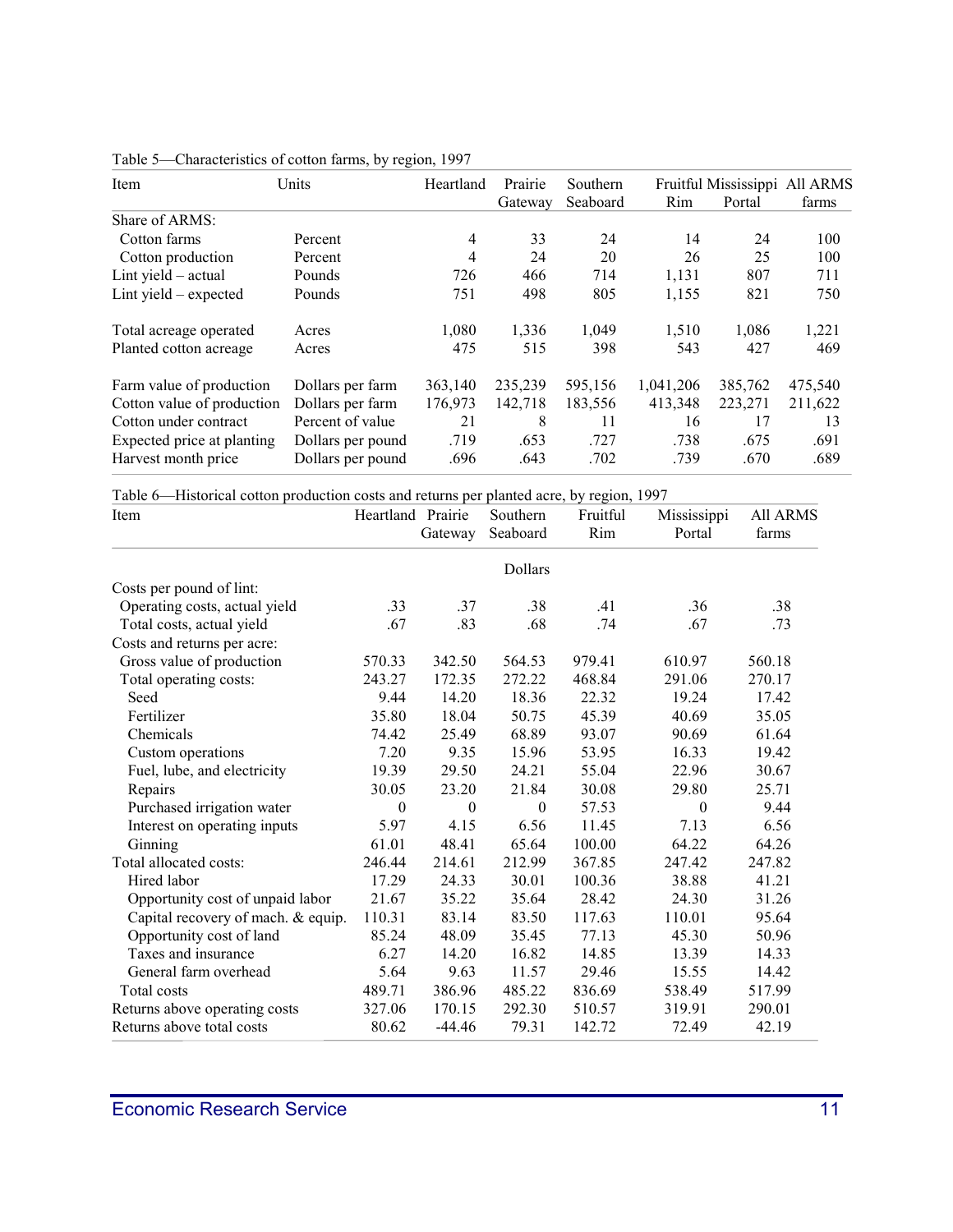Table 5—Characteristics of cotton farms, by region, 1997

| Item | Units | Heartland | Prairie Gateway | Southern Seaboard | Fruitful Rim | Mississippi Portal | All ARMS farms |
|---|---|---|---|---|---|---|---|
| Share of ARMS: | | | | | | | |
| Cotton farms | Percent | 4 | 33 | 24 | 14 | 24 | 100 |
| Cotton production | Percent | 4 | 24 | 20 | 26 | 25 | 100 |
| Lint yield – actual | Pounds | 726 | 466 | 714 | 1,131 | 807 | 711 |
| Lint yield – expected | Pounds | 751 | 498 | 805 | 1,155 | 821 | 750 |
| Total acreage operated | Acres | 1,080 | 1,336 | 1,049 | 1,510 | 1,086 | 1,221 |
| Planted cotton acreage | Acres | 475 | 515 | 398 | 543 | 427 | 469 |
| Farm value of production | Dollars per farm | 363,140 | 235,239 | 595,156 | 1,041,206 | 385,762 | 475,540 |
| Cotton value of production | Dollars per farm | 176,973 | 142,718 | 183,556 | 413,348 | 223,271 | 211,622 |
| Cotton under contract | Percent of value | 21 | 8 | 11 | 16 | 17 | 13 |
| Expected price at planting | Dollars per pound | .719 | .653 | .727 | .738 | .675 | .691 |
| Harvest month price | Dollars per pound | .696 | .643 | .702 | .739 | .670 | .689 |

Table 6—Historical cotton production costs and returns per planted acre, by region, 1997

| Item | Heartland | Prairie Gateway | Southern Seaboard | Fruitful Rim | Mississippi Portal | All ARMS farms |
|---|---|---|---|---|---|---|
| | | | Dollars | | | |
| Costs per pound of lint: | | | | | | |
| Operating costs, actual yield | .33 | .37 | .38 | .41 | .36 | .38 |
| Total costs, actual yield | .67 | .83 | .68 | .74 | .67 | .73 |
| Costs and returns per acre: | | | | | | |
| Gross value of production | 570.33 | 342.50 | 564.53 | 979.41 | 610.97 | 560.18 |
| Total operating costs: | 243.27 | 172.35 | 272.22 | 468.84 | 291.06 | 270.17 |
| Seed | 9.44 | 14.20 | 18.36 | 22.32 | 19.24 | 17.42 |
| Fertilizer | 35.80 | 18.04 | 50.75 | 45.39 | 40.69 | 35.05 |
| Chemicals | 74.42 | 25.49 | 68.89 | 93.07 | 90.69 | 61.64 |
| Custom operations | 7.20 | 9.35 | 15.96 | 53.95 | 16.33 | 19.42 |
| Fuel, lube, and electricity | 19.39 | 29.50 | 24.21 | 55.04 | 22.96 | 30.67 |
| Repairs | 30.05 | 23.20 | 21.84 | 30.08 | 29.80 | 25.71 |
| Purchased irrigation water | 0 | 0 | 0 | 57.53 | 0 | 9.44 |
| Interest on operating inputs | 5.97 | 4.15 | 6.56 | 11.45 | 7.13 | 6.56 |
| Ginning | 61.01 | 48.41 | 65.64 | 100.00 | 64.22 | 64.26 |
| Total allocated costs: | 246.44 | 214.61 | 212.99 | 367.85 | 247.42 | 247.82 |
| Hired labor | 17.29 | 24.33 | 30.01 | 100.36 | 38.88 | 41.21 |
| Opportunity cost of unpaid labor | 21.67 | 35.22 | 35.64 | 28.42 | 24.30 | 31.26 |
| Capital recovery of mach. & equip. | 110.31 | 83.14 | 83.50 | 117.63 | 110.01 | 95.64 |
| Opportunity cost of land | 85.24 | 48.09 | 35.45 | 77.13 | 45.30 | 50.96 |
| Taxes and insurance | 6.27 | 14.20 | 16.82 | 14.85 | 13.39 | 14.33 |
| General farm overhead | 5.64 | 9.63 | 11.57 | 29.46 | 15.55 | 14.42 |
| Total costs | 489.71 | 386.96 | 485.22 | 836.69 | 538.49 | 517.99 |
| Returns above operating costs | 327.06 | 170.15 | 292.30 | 510.57 | 319.91 | 290.01 |
| Returns above total costs | 80.62 | -44.46 | 79.31 | 142.72 | 72.49 | 42.19 |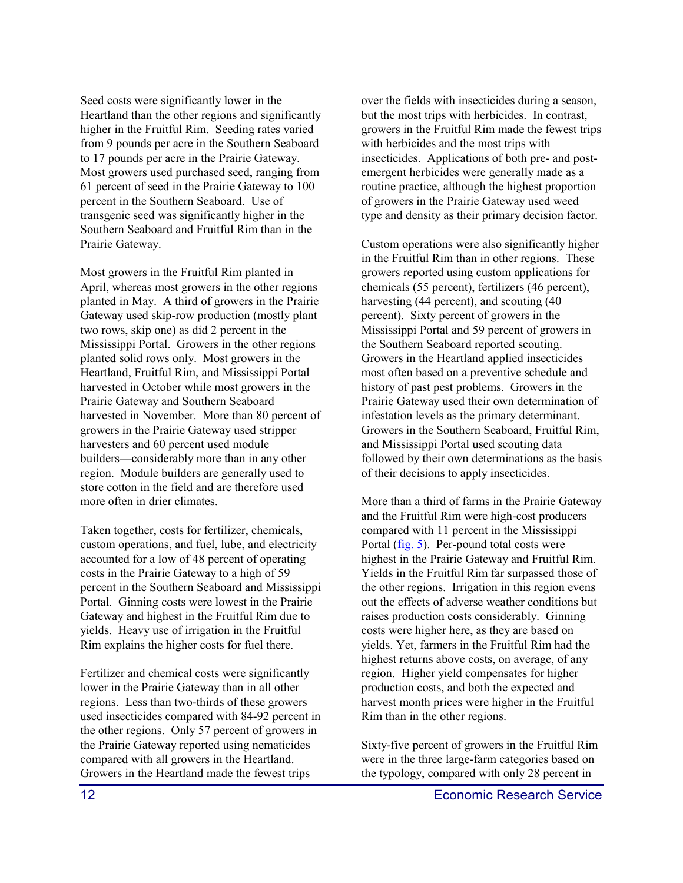Seed costs were significantly lower in the Heartland than the other regions and significantly higher in the Fruitful Rim. Seeding rates varied from 9 pounds per acre in the Southern Seaboard to 17 pounds per acre in the Prairie Gateway. Most growers used purchased seed, ranging from 61 percent of seed in the Prairie Gateway to 100 percent in the Southern Seaboard. Use of transgenic seed was significantly higher in the Southern Seaboard and Fruitful Rim than in the Prairie Gateway.

Most growers in the Fruitful Rim planted in April, whereas most growers in the other regions planted in May. A third of growers in the Prairie Gateway used skip-row production (mostly plant two rows, skip one) as did 2 percent in the Mississippi Portal. Growers in the other regions planted solid rows only. Most growers in the Heartland, Fruitful Rim, and Mississippi Portal harvested in October while most growers in the Prairie Gateway and Southern Seaboard harvested in November. More than 80 percent of growers in the Prairie Gateway used stripper harvesters and 60 percent used module builders—considerably more than in any other region. Module builders are generally used to store cotton in the field and are therefore used more often in drier climates.

Taken together, costs for fertilizer, chemicals, custom operations, and fuel, lube, and electricity accounted for a low of 48 percent of operating costs in the Prairie Gateway to a high of 59 percent in the Southern Seaboard and Mississippi Portal. Ginning costs were lowest in the Prairie Gateway and highest in the Fruitful Rim due to yields. Heavy use of irrigation in the Fruitful Rim explains the higher costs for fuel there.

Fertilizer and chemical costs were significantly lower in the Prairie Gateway than in all other regions. Less than two-thirds of these growers used insecticides compared with 84-92 percent in the other regions. Only 57 percent of growers in the Prairie Gateway reported using nematicides compared with all growers in the Heartland. Growers in the Heartland made the fewest trips over the fields with insecticides during a season, but the most trips with herbicides. In contrast, growers in the Fruitful Rim made the fewest trips with herbicides and the most trips with insecticides. Applications of both pre- and post-emergent herbicides were generally made as a routine practice, although the highest proportion of growers in the Prairie Gateway used weed type and density as their primary decision factor.

Custom operations were also significantly higher in the Fruitful Rim than in other regions. These growers reported using custom applications for chemicals (55 percent), fertilizers (46 percent), harvesting (44 percent), and scouting (40 percent). Sixty percent of growers in the Mississippi Portal and 59 percent of growers in the Southern Seaboard reported scouting. Growers in the Heartland applied insecticides most often based on a preventive schedule and history of past pest problems. Growers in the Prairie Gateway used their own determination of infestation levels as the primary determinant. Growers in the Southern Seaboard, Fruitful Rim, and Mississippi Portal used scouting data followed by their own determinations as the basis of their decisions to apply insecticides.

More than a third of farms in the Prairie Gateway and the Fruitful Rim were high-cost producers compared with 11 percent in the Mississippi Portal (fig. 5). Per-pound total costs were highest in the Prairie Gateway and Fruitful Rim. Yields in the Fruitful Rim far surpassed those of the other regions. Irrigation in this region evens out the effects of adverse weather conditions but raises production costs considerably. Ginning costs were higher here, as they are based on yields. Yet, farmers in the Fruitful Rim had the highest returns above costs, on average, of any region. Higher yield compensates for higher production costs, and both the expected and harvest month prices were higher in the Fruitful Rim than in the other regions.

Sixty-five percent of growers in the Fruitful Rim were in the three large-farm categories based on the typology, compared with only 28 percent in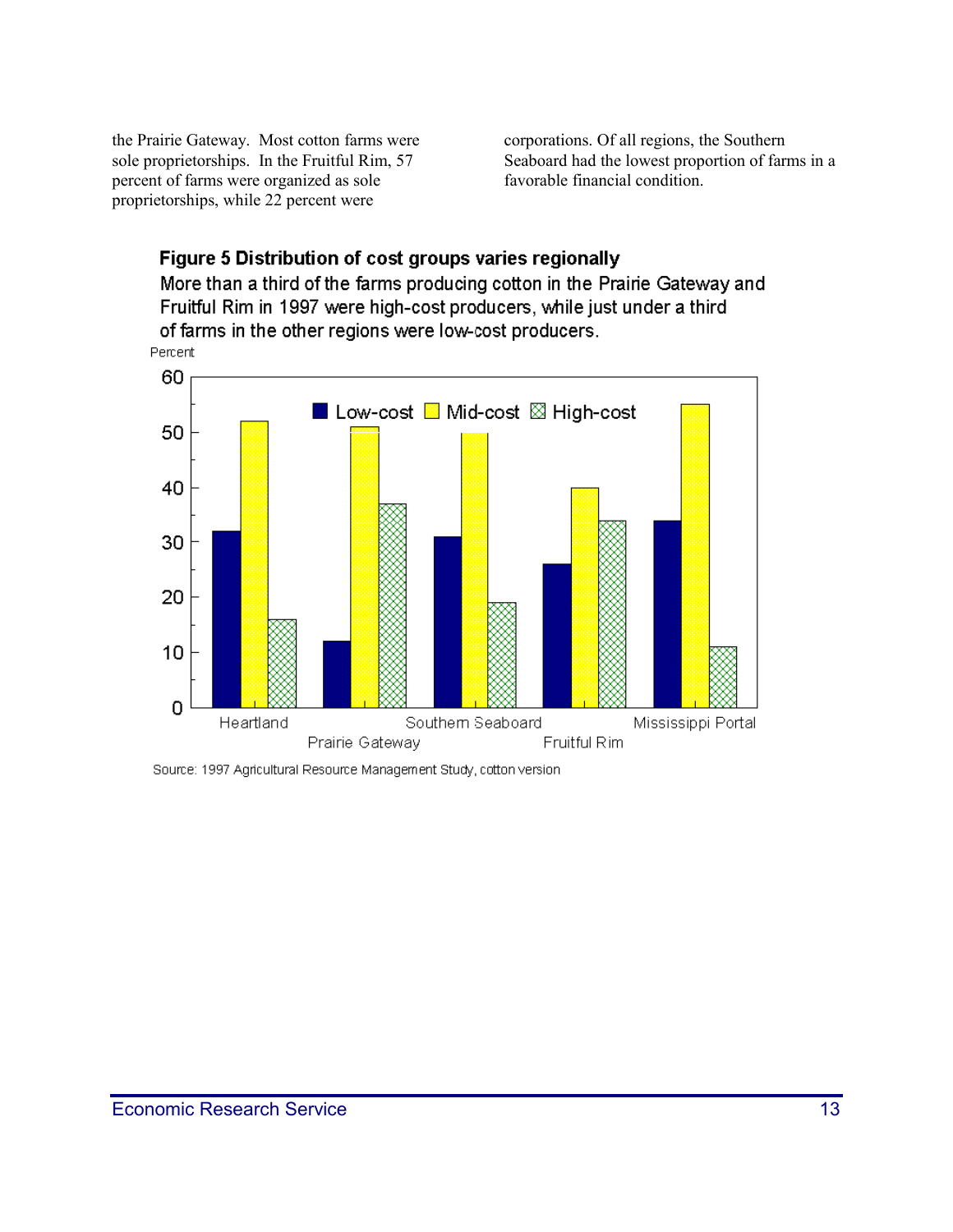the Prairie Gateway. Most cotton farms were sole proprietorships. In the Fruitful Rim, 57 percent of farms were organized as sole proprietorships, while 22 percent were corporations. Of all regions, the Southern Seaboard had the lowest proportion of farms in a favorable financial condition.

**Figure 5 Distribution of cost groups varies regionally**

More than a third of the farms producing cotton in the Prairie Gateway and Fruitful Rim in 1997 were high-cost producers, while just under a third of farms in the other regions were low-cost producers.

Source: 1997 Agricultural Resource Management Study, cotton version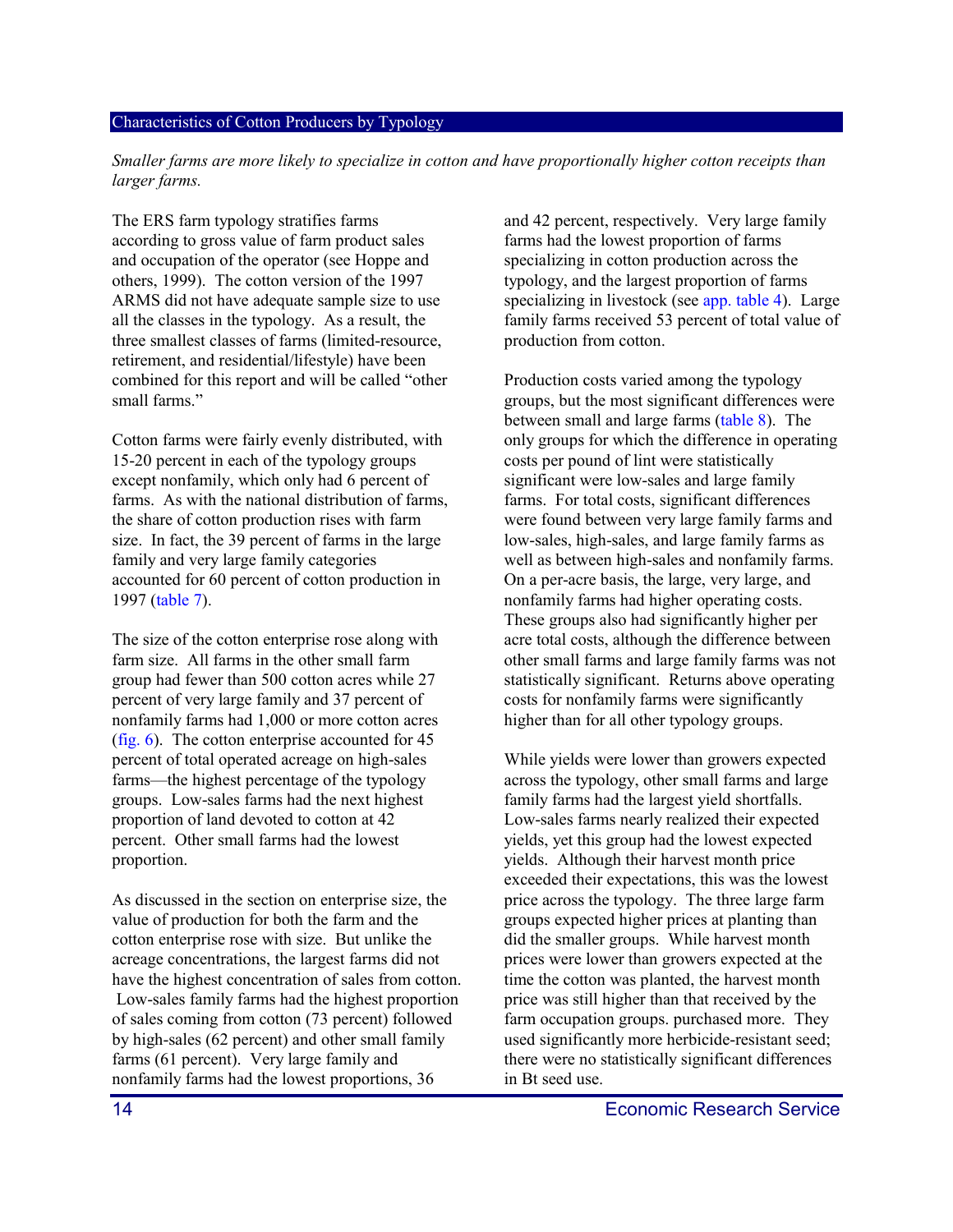## Characteristics of Cotton Producers by Typology

*Smaller farms are more likely to specialize in cotton and have proportionally higher cotton receipts than larger farms.*

The ERS farm typology stratifies farms according to gross value of farm product sales and occupation of the operator (see Hoppe and others, 1999). The cotton version of the 1997 ARMS did not have adequate sample size to use all the classes in the typology. As a result, the three smallest classes of farms (limited-resource, retirement, and residential/lifestyle) have been combined for this report and will be called "other small farms."

Cotton farms were fairly evenly distributed, with 15-20 percent in each of the typology groups except nonfamily, which only had 6 percent of farms. As with the national distribution of farms, the share of cotton production rises with farm size. In fact, the 39 percent of farms in the large family and very large family categories accounted for 60 percent of cotton production in 1997 (table 7).

The size of the cotton enterprise rose along with farm size. All farms in the other small farm group had fewer than 500 cotton acres while 27 percent of very large family and 37 percent of nonfamily farms had 1,000 or more cotton acres (fig. 6). The cotton enterprise accounted for 45 percent of total operated acreage on high-sales farms—the highest percentage of the typology groups. Low-sales farms had the next highest proportion of land devoted to cotton at 42 percent. Other small farms had the lowest proportion.

As discussed in the section on enterprise size, the value of production for both the farm and the cotton enterprise rose with size. But unlike the acreage concentrations, the largest farms did not have the highest concentration of sales from cotton. Low-sales family farms had the highest proportion of sales coming from cotton (73 percent) followed by high-sales (62 percent) and other small family farms (61 percent). Very large family and nonfamily farms had the lowest proportions, 36 and 42 percent, respectively. Very large family farms had the lowest proportion of farms specializing in cotton production across the typology, and the largest proportion of farms specializing in livestock (see app. table 4). Large family farms received 53 percent of total value of production from cotton.

Production costs varied among the typology groups, but the most significant differences were between small and large farms (table 8). The only groups for which the difference in operating costs per pound of lint were statistically significant were low-sales and large family farms. For total costs, significant differences were found between very large family farms and low-sales, high-sales, and large family farms as well as between high-sales and nonfamily farms. On a per-acre basis, the large, very large, and nonfamily farms had higher operating costs. These groups also had significantly higher per acre total costs, although the difference between other small farms and large family farms was not statistically significant. Returns above operating costs for nonfamily farms were significantly higher than for all other typology groups.

While yields were lower than growers expected across the typology, other small farms and large family farms had the largest yield shortfalls. Low-sales farms nearly realized their expected yields, yet this group had the lowest expected yields. Although their harvest month price exceeded their expectations, this was the lowest price across the typology. The three large farm groups expected higher prices at planting than did the smaller groups. While harvest month prices were lower than growers expected at the time the cotton was planted, the harvest month price was still higher than that received by the farm occupation groups. purchased more. They used significantly more herbicide-resistant seed; there were no statistically significant differences in Bt seed use.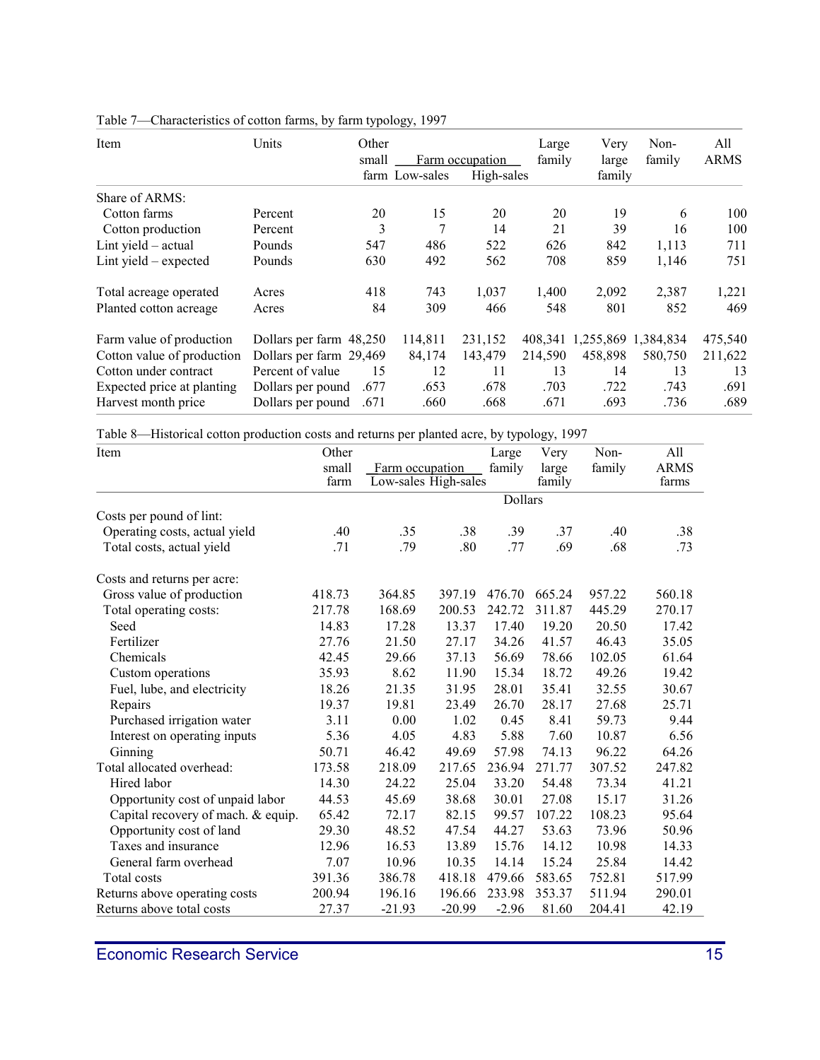Table 7—Characteristics of cotton farms, by farm typology, 1997

| Item | Units | Other small farm | Farm occupation Low-sales | Farm occupation High-sales | Large family | Very large family | Non-family | All ARMS |
|---|---|---|---|---|---|---|---|---|
| Share of ARMS: | | | | | | | | |
| Cotton farms | Percent | 20 | 15 | 20 | 20 | 19 | 6 | 100 |
| Cotton production | Percent | 3 | 7 | 14 | 21 | 39 | 16 | 100 |
| Lint yield – actual | Pounds | 547 | 486 | 522 | 626 | 842 | 1,113 | 711 |
| Lint yield – expected | Pounds | 630 | 492 | 562 | 708 | 859 | 1,146 | 751 |
| Total acreage operated | Acres | 418 | 743 | 1,037 | 1,400 | 2,092 | 2,387 | 1,221 |
| Planted cotton acreage | Acres | 84 | 309 | 466 | 548 | 801 | 852 | 469 |
| Farm value of production | Dollars per farm | 48,250 | 114,811 | 231,152 | 408,341 | 1,255,869 | 1,384,834 | 475,540 |
| Cotton value of production | Dollars per farm | 29,469 | 84,174 | 143,479 | 214,590 | 458,898 | 580,750 | 211,622 |
| Cotton under contract | Percent of value | 15 | 12 | 11 | 13 | 14 | 13 | 13 |
| Expected price at planting | Dollars per pound | .677 | .653 | .678 | .703 | .722 | .743 | .691 |
| Harvest month price | Dollars per pound | .671 | .660 | .668 | .671 | .693 | .736 | .689 |

Table 8—Historical cotton production costs and returns per planted acre, by typology, 1997

| Item | Other small farm | Farm occupation Low-sales | Farm occupation High-sales | Large family | Very large family | Non-family | All ARMS farms |
|---|---|---|---|---|---|---|---|
| | Dollars | | | | | | |
| Costs per pound of lint: | | | | | | | |
| Operating costs, actual yield | .40 | .35 | .38 | .39 | .37 | .40 | .38 |
| Total costs, actual yield | .71 | .79 | .80 | .77 | .69 | .68 | .73 |
| Costs and returns per acre: | | | | | | | |
| Gross value of production | 418.73 | 364.85 | 397.19 | 476.70 | 665.24 | 957.22 | 560.18 |
| Total operating costs: | 217.78 | 168.69 | 200.53 | 242.72 | 311.87 | 445.29 | 270.17 |
| Seed | 14.83 | 17.28 | 13.37 | 17.40 | 19.20 | 20.50 | 17.42 |
| Fertilizer | 27.76 | 21.50 | 27.17 | 34.26 | 41.57 | 46.43 | 35.05 |
| Chemicals | 42.45 | 29.66 | 37.13 | 56.69 | 78.66 | 102.05 | 61.64 |
| Custom operations | 35.93 | 8.62 | 11.90 | 15.34 | 18.72 | 49.26 | 19.42 |
| Fuel, lube, and electricity | 18.26 | 21.35 | 31.95 | 28.01 | 35.41 | 32.55 | 30.67 |
| Repairs | 19.37 | 19.81 | 23.49 | 26.70 | 28.17 | 27.68 | 25.71 |
| Purchased irrigation water | 3.11 | 0.00 | 1.02 | 0.45 | 8.41 | 59.73 | 9.44 |
| Interest on operating inputs | 5.36 | 4.05 | 4.83 | 5.88 | 7.60 | 10.87 | 6.56 |
| Ginning | 50.71 | 46.42 | 49.69 | 57.98 | 74.13 | 96.22 | 64.26 |
| Total allocated overhead: | 173.58 | 218.09 | 217.65 | 236.94 | 271.77 | 307.52 | 247.82 |
| Hired labor | 14.30 | 24.22 | 25.04 | 33.20 | 54.48 | 73.34 | 41.21 |
| Opportunity cost of unpaid labor | 44.53 | 45.69 | 38.68 | 30.01 | 27.08 | 15.17 | 31.26 |
| Capital recovery of mach. & equip. | 65.42 | 72.17 | 82.15 | 99.57 | 107.22 | 108.23 | 95.64 |
| Opportunity cost of land | 29.30 | 48.52 | 47.54 | 44.27 | 53.63 | 73.96 | 50.96 |
| Taxes and insurance | 12.96 | 16.53 | 13.89 | 15.76 | 14.12 | 10.98 | 14.33 |
| General farm overhead | 7.07 | 10.96 | 10.35 | 14.14 | 15.24 | 25.84 | 14.42 |
| Total costs | 391.36 | 386.78 | 418.18 | 479.66 | 583.65 | 752.81 | 517.99 |
| Returns above operating costs | 200.94 | 196.16 | 196.66 | 233.98 | 353.37 | 511.94 | 290.01 |
| Returns above total costs | 27.37 | -21.93 | -20.99 | -2.96 | 81.60 | 204.41 | 42.19 |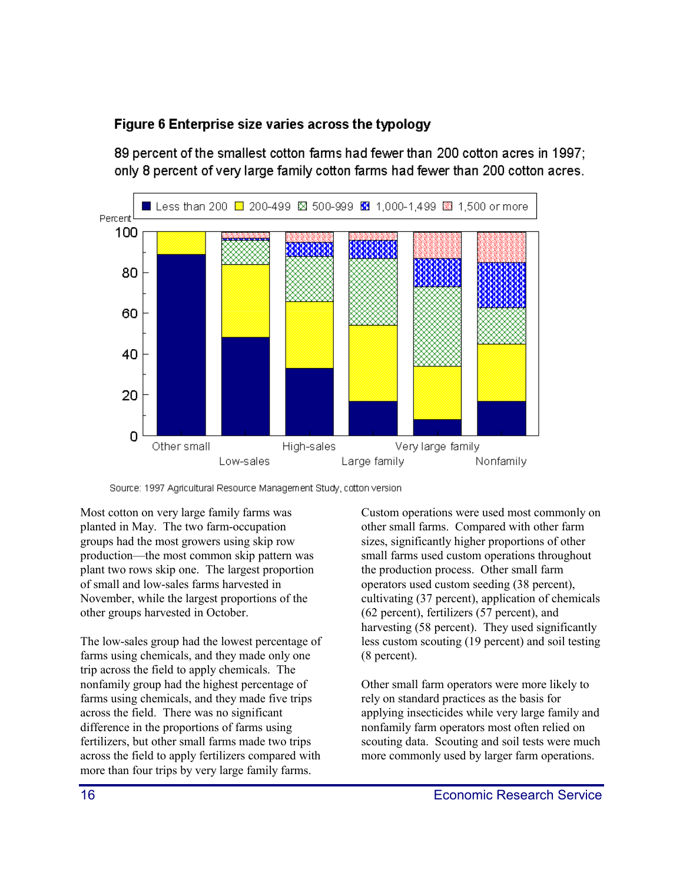## Figure 6 Enterprise size varies across the typology

89 percent of the smallest cotton farms had fewer than 200 cotton acres in 1997; only 8 percent of very large family cotton farms had fewer than 200 cotton acres.

Source: 1997 Agricultural Resource Management Study, cotton version

Most cotton on very large family farms was planted in May. The two farm-occupation groups had the most growers using skip row production—the most common skip pattern was plant two rows skip one. The largest proportion of small and low-sales farms harvested in November, while the largest proportions of the other groups harvested in October.

The low-sales group had the lowest percentage of farms using chemicals, and they made only one trip across the field to apply chemicals. The nonfamily group had the highest percentage of farms using chemicals, and they made five trips across the field. There was no significant difference in the proportions of farms using fertilizers, but other small farms made two trips across the field to apply fertilizers compared with more than four trips by very large family farms.

Custom operations were used most commonly on other small farms. Compared with other farm sizes, significantly higher proportions of other small farms used custom operations throughout the production process. Other small farm operators used custom seeding (38 percent), cultivating (37 percent), application of chemicals (62 percent), fertilizers (57 percent), and harvesting (58 percent). They used significantly less custom scouting (19 percent) and soil testing (8 percent).

Other small farm operators were more likely to rely on standard practices as the basis for applying insecticides while very large family and nonfamily farm operators most often relied on scouting data. Scouting and soil tests were much more commonly used by larger farm operations.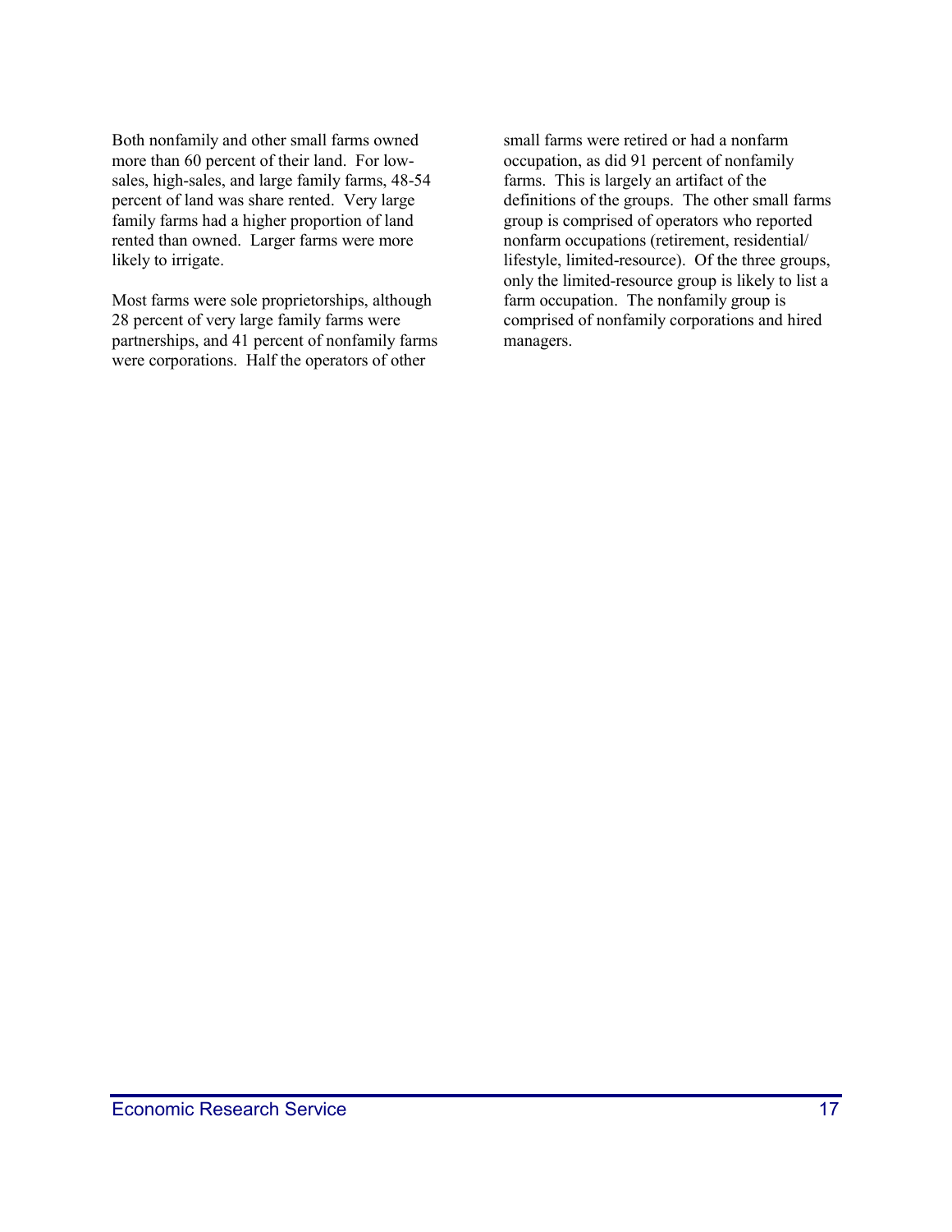Both nonfamily and other small farms owned more than 60 percent of their land. For low-sales, high-sales, and large family farms, 48-54 percent of land was share rented. Very large family farms had a higher proportion of land rented than owned. Larger farms were more likely to irrigate.

Most farms were sole proprietorships, although 28 percent of very large family farms were partnerships, and 41 percent of nonfamily farms were corporations. Half the operators of other small farms were retired or had a nonfarm occupation, as did 91 percent of nonfamily farms. This is largely an artifact of the definitions of the groups. The other small farms group is comprised of operators who reported nonfarm occupations (retirement, residential/lifestyle, limited-resource). Of the three groups, only the limited-resource group is likely to list a farm occupation. The nonfamily group is comprised of nonfamily corporations and hired managers.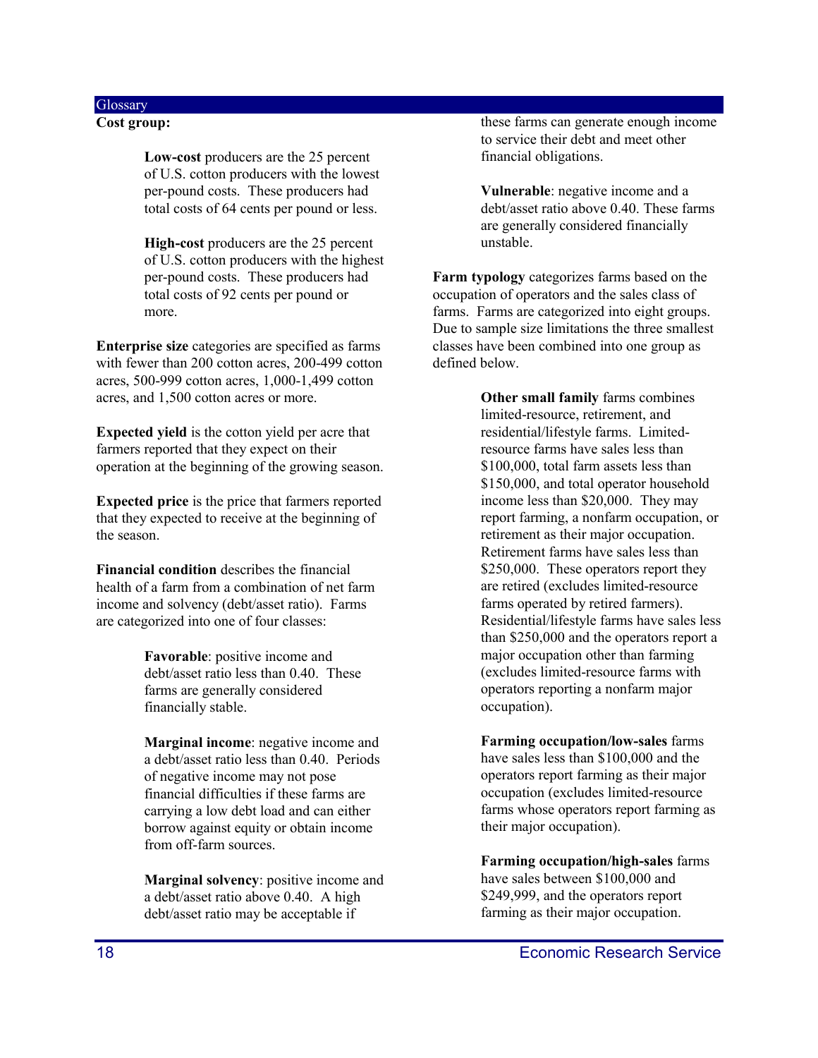## Glossary

**Cost group:**

> **Low-cost** producers are the 25 percent of U.S. cotton producers with the lowest per-pound costs. These producers had total costs of 64 cents per pound or less.
>
> **High-cost** producers are the 25 percent of U.S. cotton producers with the highest per-pound costs. These producers had total costs of 92 cents per pound or more.

**Enterprise size** categories are specified as farms with fewer than 200 cotton acres, 200-499 cotton acres, 500-999 cotton acres, 1,000-1,499 cotton acres, and 1,500 cotton acres or more.

**Expected yield** is the cotton yield per acre that farmers reported that they expect on their operation at the beginning of the growing season.

**Expected price** is the price that farmers reported that they expected to receive at the beginning of the season.

**Financial condition** describes the financial health of a farm from a combination of net farm income and solvency (debt/asset ratio). Farms are categorized into one of four classes:

> **Favorable**: positive income and debt/asset ratio less than 0.40. These farms are generally considered financially stable.
>
> **Marginal income**: negative income and a debt/asset ratio less than 0.40. Periods of negative income may not pose financial difficulties if these farms are carrying a low debt load and can either borrow against equity or obtain income from off-farm sources.
>
> **Marginal solvency**: positive income and a debt/asset ratio above 0.40. A high debt/asset ratio may be acceptable if these farms can generate enough income to service their debt and meet other financial obligations.
>
> **Vulnerable**: negative income and a debt/asset ratio above 0.40. These farms are generally considered financially unstable.

**Farm typology** categorizes farms based on the occupation of operators and the sales class of farms. Farms are categorized into eight groups. Due to sample size limitations the three smallest classes have been combined into one group as defined below.

> **Other small family** farms combines limited-resource, retirement, and residential/lifestyle farms. Limited-resource farms have sales less than $100,000, total farm assets less than $150,000, and total operator household income less than $20,000. They may report farming, a nonfarm occupation, or retirement as their major occupation. Retirement farms have sales less than $250,000. These operators report they are retired (excludes limited-resource farms operated by retired farmers). Residential/lifestyle farms have sales less than $250,000 and the operators report a major occupation other than farming (excludes limited-resource farms with operators reporting a nonfarm major occupation).
>
> **Farming occupation/low-sales** farms have sales less than $100,000 and the operators report farming as their major occupation (excludes limited-resource farms whose operators report farming as their major occupation).
>
> **Farming occupation/high-sales** farms have sales between $100,000 and $249,999, and the operators report farming as their major occupation.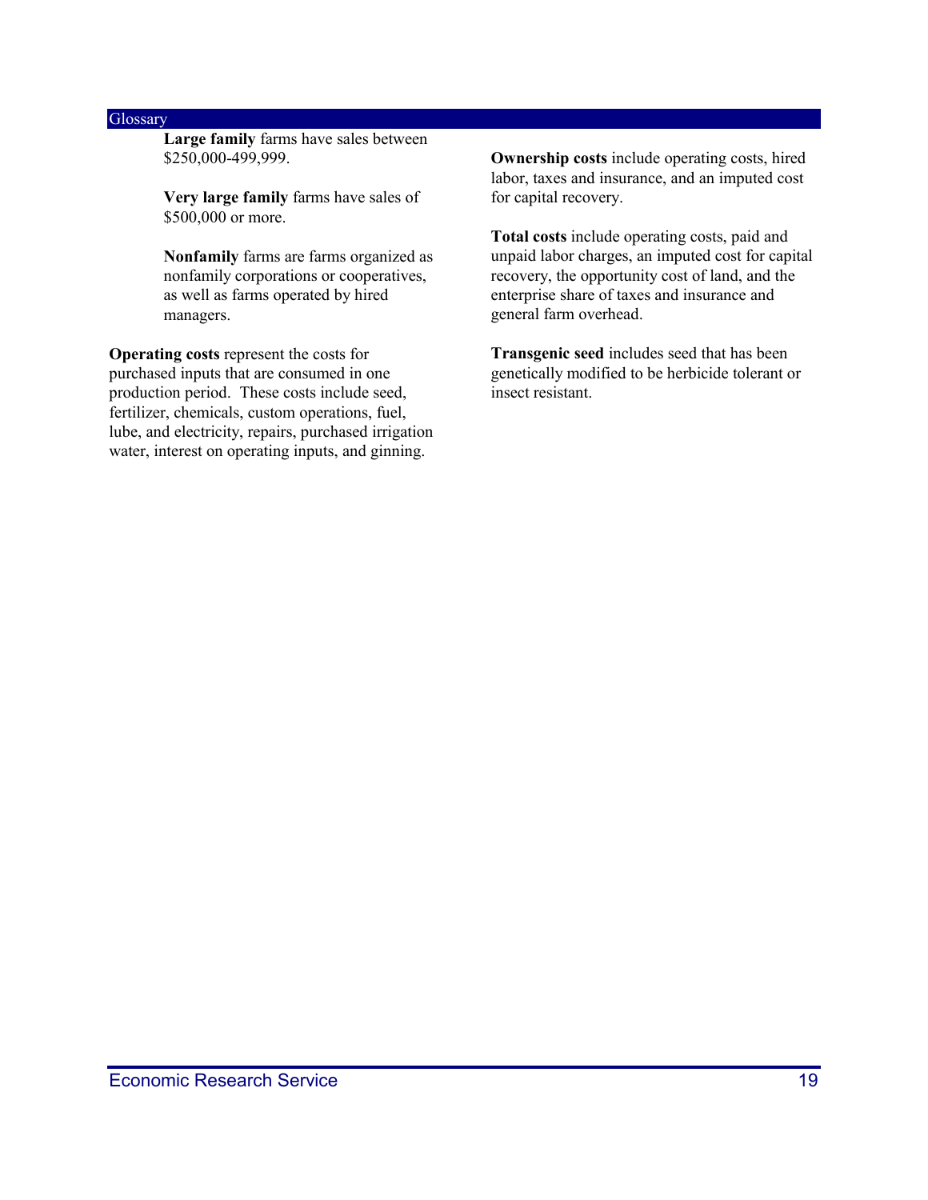## Glossary

**Large family** farms have sales between $250,000-499,999.

**Very large family** farms have sales of $500,000 or more.

**Nonfamily** farms are farms organized as nonfamily corporations or cooperatives, as well as farms operated by hired managers.

**Operating costs** represent the costs for purchased inputs that are consumed in one production period. These costs include seed, fertilizer, chemicals, custom operations, fuel, lube, and electricity, repairs, purchased irrigation water, interest on operating inputs, and ginning.

**Ownership costs** include operating costs, hired labor, taxes and insurance, and an imputed cost for capital recovery.

**Total costs** include operating costs, paid and unpaid labor charges, an imputed cost for capital recovery, the opportunity cost of land, and the enterprise share of taxes and insurance and general farm overhead.

**Transgenic seed** includes seed that has been genetically modified to be herbicide tolerant or insect resistant.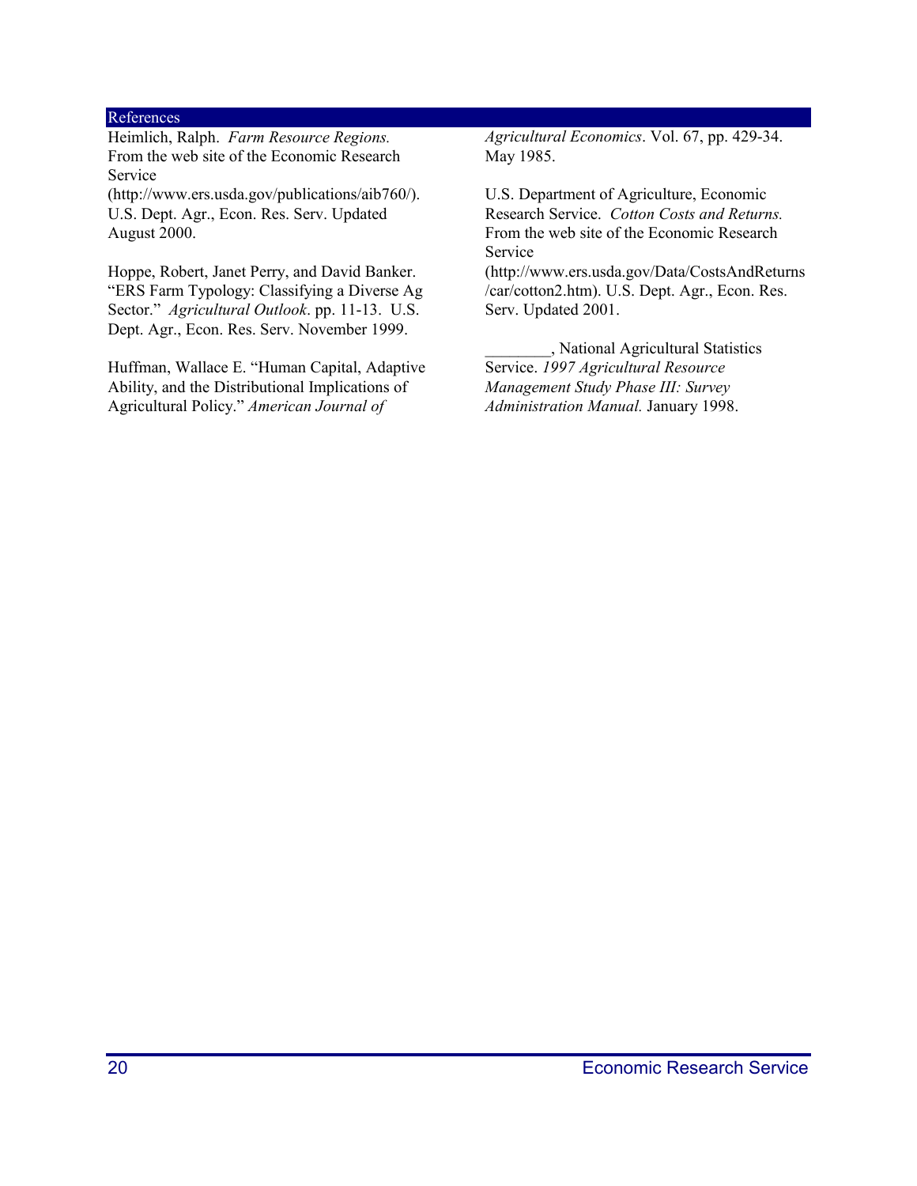## References

Heimlich, Ralph. *Farm Resource Regions.* From the web site of the Economic Research Service (http://www.ers.usda.gov/publications/aib760/). U.S. Dept. Agr., Econ. Res. Serv. Updated August 2000.

Hoppe, Robert, Janet Perry, and David Banker. "ERS Farm Typology: Classifying a Diverse Ag Sector." *Agricultural Outlook*. pp. 11-13. U.S. Dept. Agr., Econ. Res. Serv. November 1999.

Huffman, Wallace E. "Human Capital, Adaptive Ability, and the Distributional Implications of Agricultural Policy." *American Journal of Agricultural Economics*. Vol. 67, pp. 429-34. May 1985.

U.S. Department of Agriculture, Economic Research Service. *Cotton Costs and Returns.* From the web site of the Economic Research Service (http://www.ers.usda.gov/Data/CostsAndReturns/car/cotton2.htm). U.S. Dept. Agr., Econ. Res. Serv. Updated 2001.

________, National Agricultural Statistics Service. *1997 Agricultural Resource Management Study Phase III: Survey Administration Manual.* January 1998.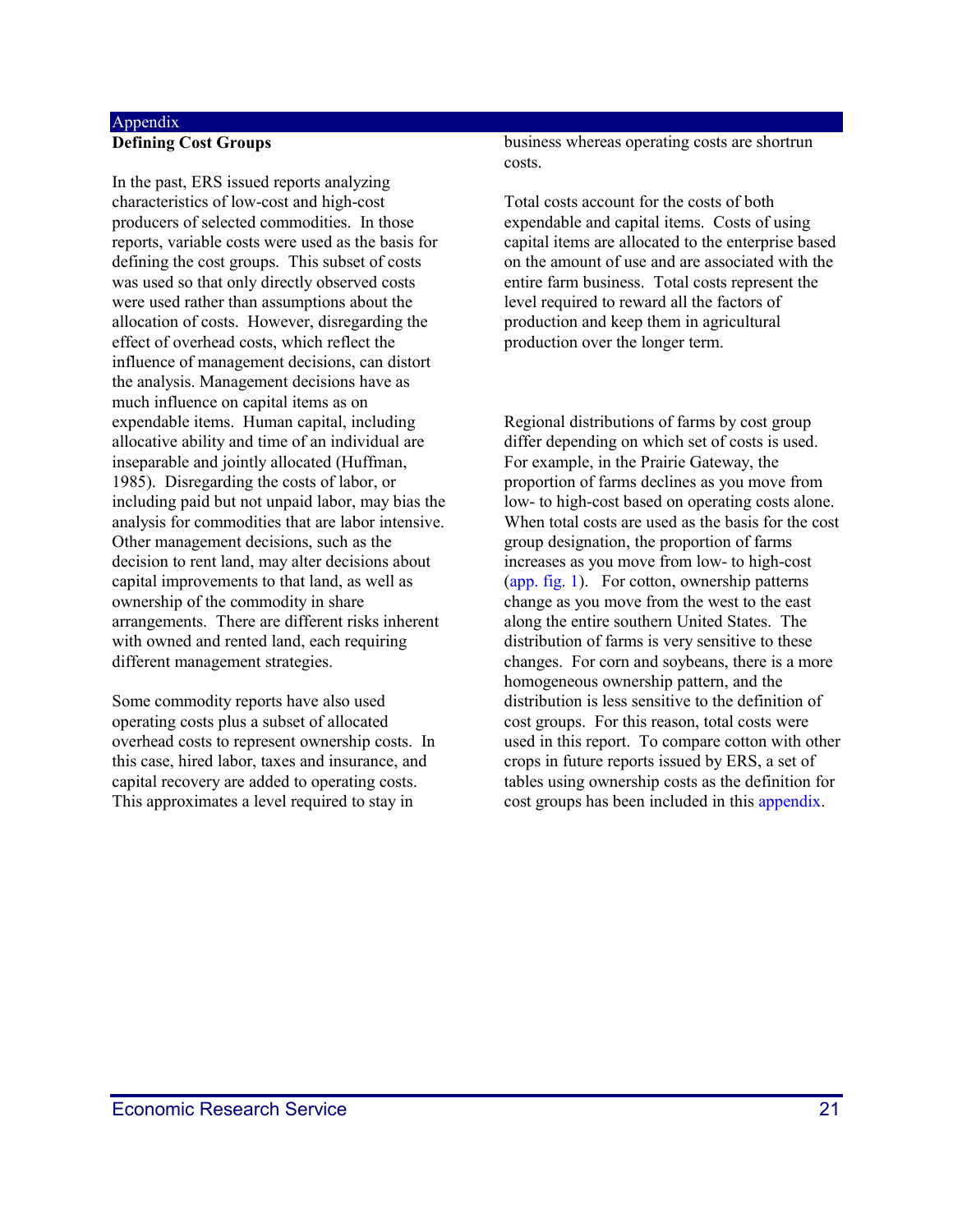## Appendix

### Defining Cost Groups

In the past, ERS issued reports analyzing characteristics of low-cost and high-cost producers of selected commodities. In those reports, variable costs were used as the basis for defining the cost groups. This subset of costs was used so that only directly observed costs were used rather than assumptions about the allocation of costs. However, disregarding the effect of overhead costs, which reflect the influence of management decisions, can distort the analysis. Management decisions have as much influence on capital items as on expendable items. Human capital, including allocative ability and time of an individual are inseparable and jointly allocated (Huffman, 1985). Disregarding the costs of labor, or including paid but not unpaid labor, may bias the analysis for commodities that are labor intensive. Other management decisions, such as the decision to rent land, may alter decisions about capital improvements to that land, as well as ownership of the commodity in share arrangements. There are different risks inherent with owned and rented land, each requiring different management strategies.

Some commodity reports have also used operating costs plus a subset of allocated overhead costs to represent ownership costs. In this case, hired labor, taxes and insurance, and capital recovery are added to operating costs. This approximates a level required to stay in business whereas operating costs are shortrun costs.

Total costs account for the costs of both expendable and capital items. Costs of using capital items are allocated to the enterprise based on the amount of use and are associated with the entire farm business. Total costs represent the level required to reward all the factors of production and keep them in agricultural production over the longer term.

Regional distributions of farms by cost group differ depending on which set of costs is used. For example, in the Prairie Gateway, the proportion of farms declines as you move from low- to high-cost based on operating costs alone. When total costs are used as the basis for the cost group designation, the proportion of farms increases as you move from low- to high-cost (app. fig. 1). For cotton, ownership patterns change as you move from the west to the east along the entire southern United States. The distribution of farms is very sensitive to these changes. For corn and soybeans, there is a more homogeneous ownership pattern, and the distribution is less sensitive to the definition of cost groups. For this reason, total costs were used in this report. To compare cotton with other crops in future reports issued by ERS, a set of tables using ownership costs as the definition for cost groups has been included in this appendix.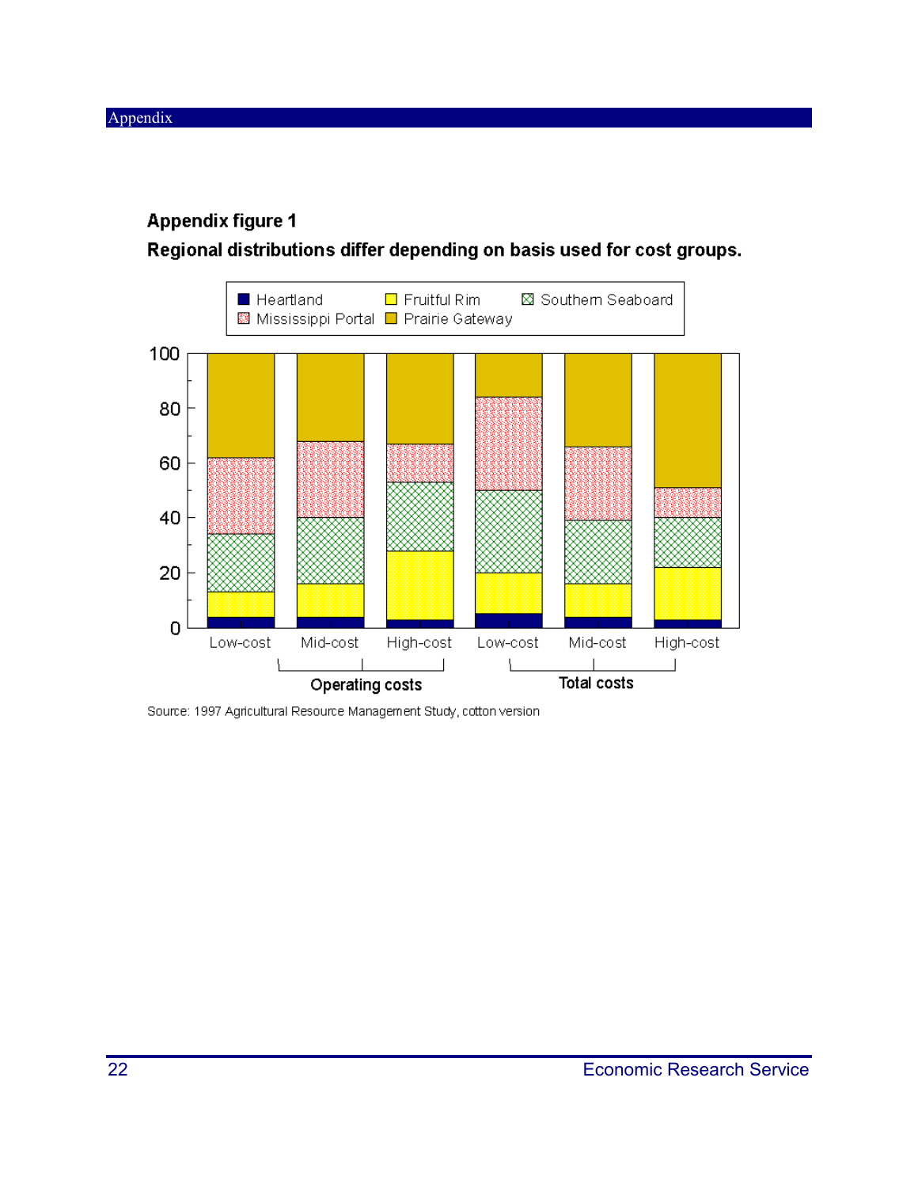**Appendix figure 1**

**Regional distributions differ depending on basis used for cost groups.**

Heartland | Fruitful Rim | Southern Seaboard | Mississippi Portal | Prairie Gateway

100, 80, 60, 40, 20, 0

Low-cost | Mid-cost | High-cost | Low-cost | Mid-cost | High-cost

Operating costs | Total costs

Source: 1997 Agricultural Resource Management Study, cotton version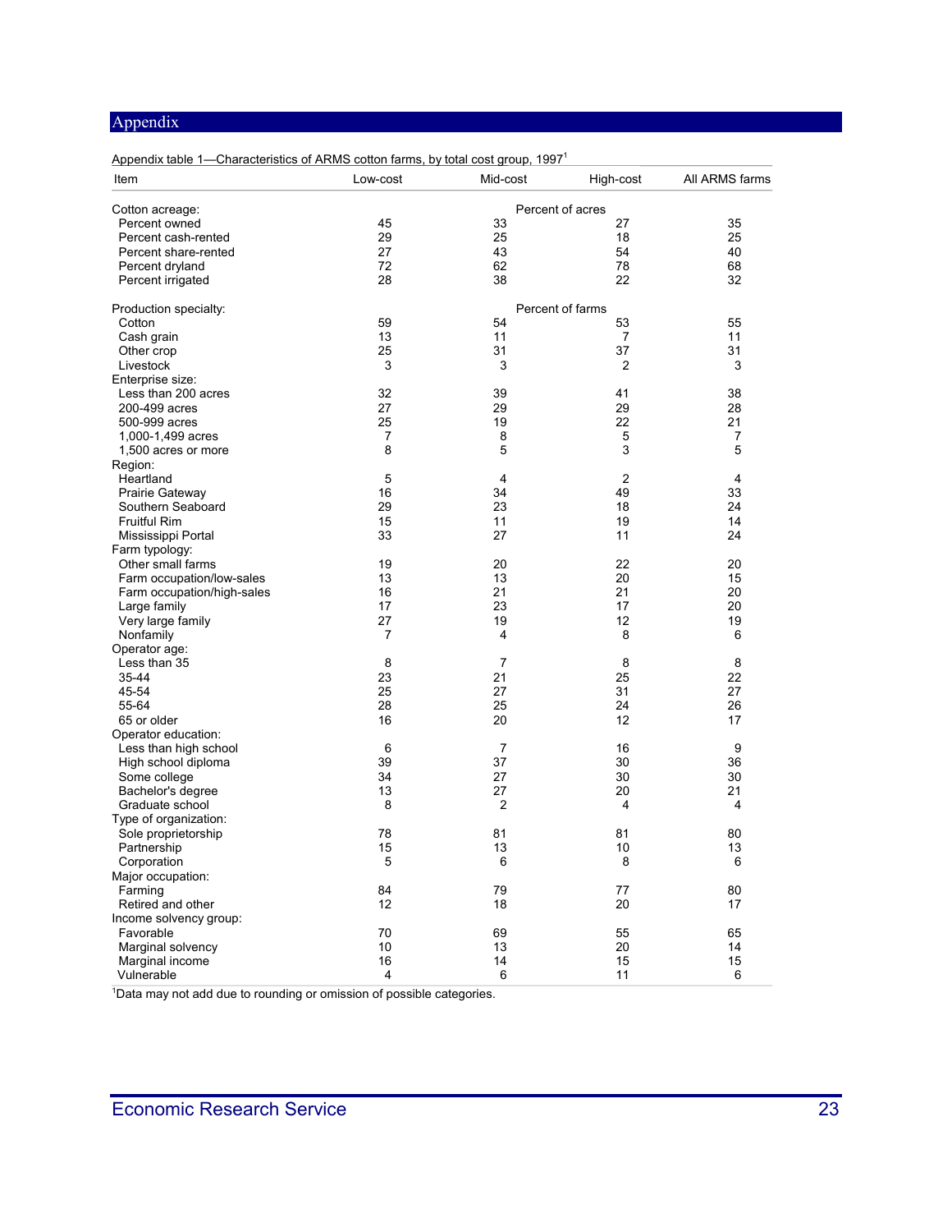# Appendix

Appendix table 1—Characteristics of ARMS cotton farms, by total cost group, 1997[1]

| Item | Low-cost | Mid-cost | High-cost | All ARMS farms |
|---|---|---|---|---|
| Cotton acreage: | | Percent of acres | | |
| Percent owned | 45 | 33 | 27 | 35 |
| Percent cash-rented | 29 | 25 | 18 | 25 |
| Percent share-rented | 27 | 43 | 54 | 40 |
| Percent dryland | 72 | 62 | 78 | 68 |
| Percent irrigated | 28 | 38 | 22 | 32 |
| Production specialty: | | Percent of farms | | |
| Cotton | 59 | 54 | 53 | 55 |
| Cash grain | 13 | 11 | 7 | 11 |
| Other crop | 25 | 31 | 37 | 31 |
| Livestock | 3 | 3 | 2 | 3 |
| Enterprise size: | | | | |
| Less than 200 acres | 32 | 39 | 41 | 38 |
| 200-499 acres | 27 | 29 | 29 | 28 |
| 500-999 acres | 25 | 19 | 22 | 21 |
| 1,000-1,499 acres | 7 | 8 | 5 | 7 |
| 1,500 acres or more | 8 | 5 | 3 | 5 |
| Region: | | | | |
| Heartland | 5 | 4 | 2 | 4 |
| Prairie Gateway | 16 | 34 | 49 | 33 |
| Southern Seaboard | 29 | 23 | 18 | 24 |
| Fruitful Rim | 15 | 11 | 19 | 14 |
| Mississippi Portal | 33 | 27 | 11 | 24 |
| Farm typology: | | | | |
| Other small farms | 19 | 20 | 22 | 20 |
| Farm occupation/low-sales | 13 | 13 | 20 | 15 |
| Farm occupation/high-sales | 16 | 21 | 21 | 20 |
| Large family | 17 | 23 | 17 | 20 |
| Very large family | 27 | 19 | 12 | 19 |
| Nonfamily | 7 | 4 | 8 | 6 |
| Operator age: | | | | |
| Less than 35 | 8 | 7 | 8 | 8 |
| 35-44 | 23 | 21 | 25 | 22 |
| 45-54 | 25 | 27 | 31 | 27 |
| 55-64 | 28 | 25 | 24 | 26 |
| 65 or older | 16 | 20 | 12 | 17 |
| Operator education: | | | | |
| Less than high school | 6 | 7 | 16 | 9 |
| High school diploma | 39 | 37 | 30 | 36 |
| Some college | 34 | 27 | 30 | 30 |
| Bachelor's degree | 13 | 27 | 20 | 21 |
| Graduate school | 8 | 2 | 4 | 4 |
| Type of organization: | | | | |
| Sole proprietorship | 78 | 81 | 81 | 80 |
| Partnership | 15 | 13 | 10 | 13 |
| Corporation | 5 | 6 | 8 | 6 |
| Major occupation: | | | | |
| Farming | 84 | 79 | 77 | 80 |
| Retired and other | 12 | 18 | 20 | 17 |
| Income solvency group: | | | | |
| Favorable | 70 | 69 | 55 | 65 |
| Marginal solvency | 10 | 13 | 20 | 14 |
| Marginal income | 16 | 14 | 15 | 15 |
| Vulnerable | 4 | 6 | 11 | 6 |

[1]Data may not add due to rounding or omission of possible categories.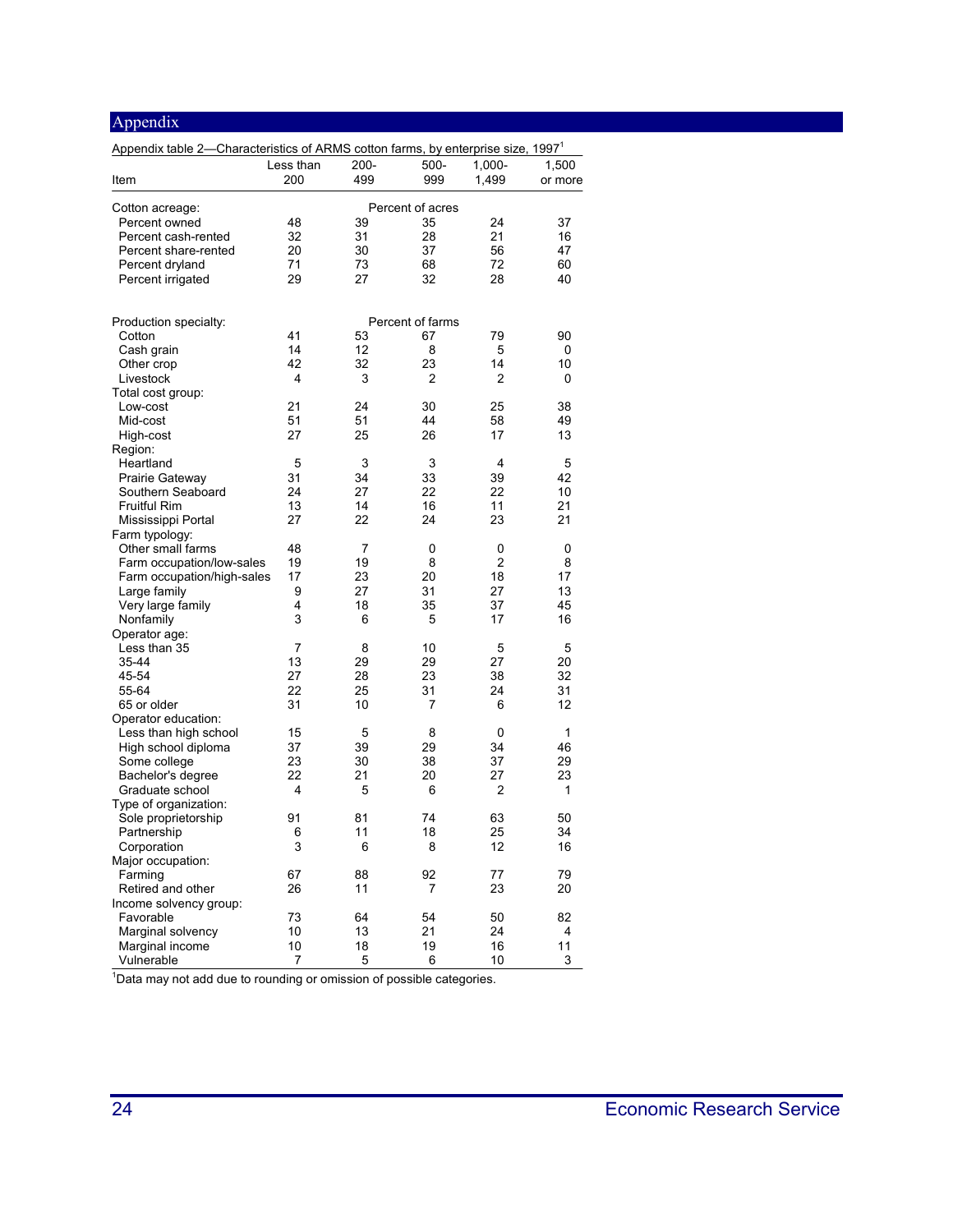## Appendix

Appendix table 2—Characteristics of ARMS cotton farms, by enterprise size, 1997[1]

| Item | Less than 200 | 200-499 | 500-999 | 1,000-1,499 | 1,500 or more |
|---|---|---|---|---|---|
| Cotton acreage: | | | Percent of acres | | |
| Percent owned | 48 | 39 | 35 | 24 | 37 |
| Percent cash-rented | 32 | 31 | 28 | 21 | 16 |
| Percent share-rented | 20 | 30 | 37 | 56 | 47 |
| Percent dryland | 71 | 73 | 68 | 72 | 60 |
| Percent irrigated | 29 | 27 | 32 | 28 | 40 |
| Production specialty: | | | Percent of farms | | |
| Cotton | 41 | 53 | 67 | 79 | 90 |
| Cash grain | 14 | 12 | 8 | 5 | 0 |
| Other crop | 42 | 32 | 23 | 14 | 10 |
| Livestock | 4 | 3 | 2 | 2 | 0 |
| Total cost group: | | | | | |
| Low-cost | 21 | 24 | 30 | 25 | 38 |
| Mid-cost | 51 | 51 | 44 | 58 | 49 |
| High-cost | 27 | 25 | 26 | 17 | 13 |
| Region: | | | | | |
| Heartland | 5 | 3 | 3 | 4 | 5 |
| Prairie Gateway | 31 | 34 | 33 | 39 | 42 |
| Southern Seaboard | 24 | 27 | 22 | 22 | 10 |
| Fruitful Rim | 13 | 14 | 16 | 11 | 21 |
| Mississippi Portal | 27 | 22 | 24 | 23 | 21 |
| Farm typology: | | | | | |
| Other small farms | 48 | 7 | 0 | 0 | 0 |
| Farm occupation/low-sales | 19 | 19 | 8 | 2 | 8 |
| Farm occupation/high-sales | 17 | 23 | 20 | 18 | 17 |
| Large family | 9 | 27 | 31 | 27 | 13 |
| Very large family | 4 | 18 | 35 | 37 | 45 |
| Nonfamily | 3 | 6 | 5 | 17 | 16 |
| Operator age: | | | | | |
| Less than 35 | 7 | 8 | 10 | 5 | 5 |
| 35-44 | 13 | 29 | 29 | 27 | 20 |
| 45-54 | 27 | 28 | 23 | 38 | 32 |
| 55-64 | 22 | 25 | 31 | 24 | 31 |
| 65 or older | 31 | 10 | 7 | 6 | 12 |
| Operator education: | | | | | |
| Less than high school | 15 | 5 | 8 | 0 | 1 |
| High school diploma | 37 | 39 | 29 | 34 | 46 |
| Some college | 23 | 30 | 38 | 37 | 29 |
| Bachelor's degree | 22 | 21 | 20 | 27 | 23 |
| Graduate school | 4 | 5 | 6 | 2 | 1 |
| Type of organization: | | | | | |
| Sole proprietorship | 91 | 81 | 74 | 63 | 50 |
| Partnership | 6 | 11 | 18 | 25 | 34 |
| Corporation | 3 | 6 | 8 | 12 | 16 |
| Major occupation: | | | | | |
| Farming | 67 | 88 | 92 | 77 | 79 |
| Retired and other | 26 | 11 | 7 | 23 | 20 |
| Income solvency group: | | | | | |
| Favorable | 73 | 64 | 54 | 50 | 82 |
| Marginal solvency | 10 | 13 | 21 | 24 | 4 |
| Marginal income | 10 | 18 | 19 | 16 | 11 |
| Vulnerable | 7 | 5 | 6 | 10 | 3 |

[1]Data may not add due to rounding or omission of possible categories.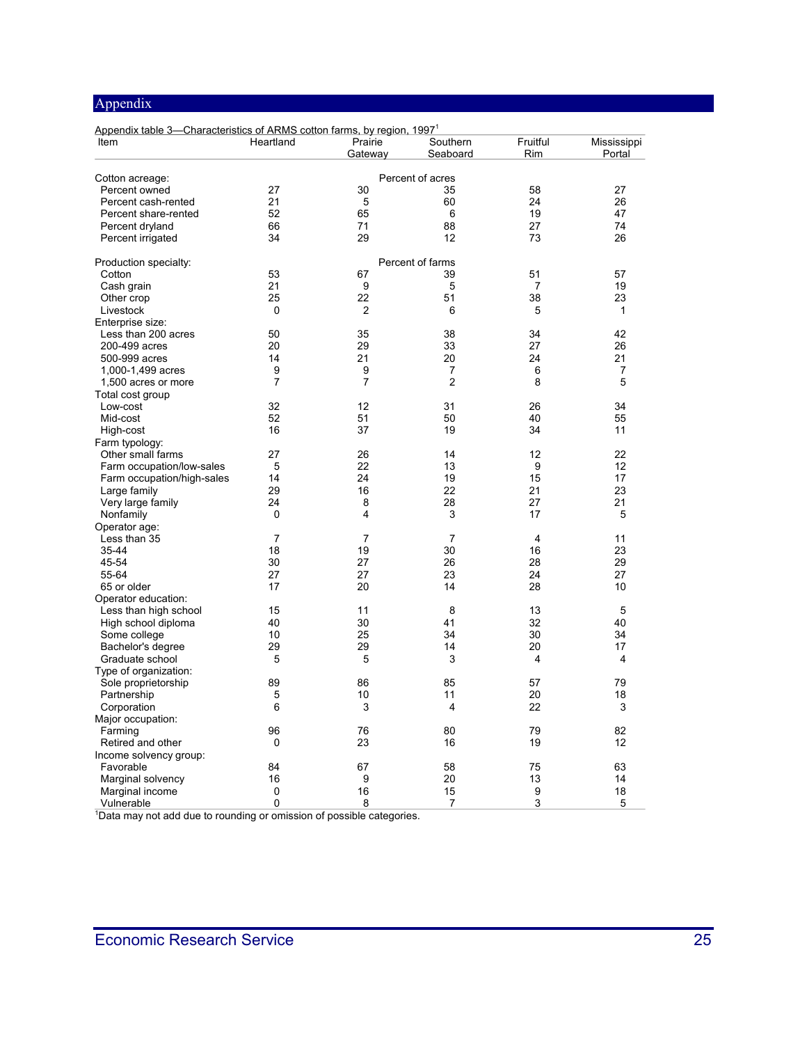# Appendix

Appendix table 3—Characteristics of ARMS cotton farms, by region, 1997[1]

| Item | Heartland | Prairie Gateway | Southern Seaboard | Fruitful Rim | Mississippi Portal |
|---|---|---|---|---|---|
| Cotton acreage: | | | Percent of acres | | |
| Percent owned | 27 | 30 | 35 | 58 | 27 |
| Percent cash-rented | 21 | 5 | 60 | 24 | 26 |
| Percent share-rented | 52 | 65 | 6 | 19 | 47 |
| Percent dryland | 66 | 71 | 88 | 27 | 74 |
| Percent irrigated | 34 | 29 | 12 | 73 | 26 |
| Production specialty: | | | Percent of farms | | |
| Cotton | 53 | 67 | 39 | 51 | 57 |
| Cash grain | 21 | 9 | 5 | 7 | 19 |
| Other crop | 25 | 22 | 51 | 38 | 23 |
| Livestock | 0 | 2 | 6 | 5 | 1 |
| Enterprise size: | | | | | |
| Less than 200 acres | 50 | 35 | 38 | 34 | 42 |
| 200-499 acres | 20 | 29 | 33 | 27 | 26 |
| 500-999 acres | 14 | 21 | 20 | 24 | 21 |
| 1,000-1,499 acres | 9 | 9 | 7 | 6 | 7 |
| 1,500 acres or more | 7 | 7 | 2 | 8 | 5 |
| Total cost group | | | | | |
| Low-cost | 32 | 12 | 31 | 26 | 34 |
| Mid-cost | 52 | 51 | 50 | 40 | 55 |
| High-cost | 16 | 37 | 19 | 34 | 11 |
| Farm typology: | | | | | |
| Other small farms | 27 | 26 | 14 | 12 | 22 |
| Farm occupation/low-sales | 5 | 22 | 13 | 9 | 12 |
| Farm occupation/high-sales | 14 | 24 | 19 | 15 | 17 |
| Large family | 29 | 16 | 22 | 21 | 23 |
| Very large family | 24 | 8 | 28 | 27 | 21 |
| Nonfamily | 0 | 4 | 3 | 17 | 5 |
| Operator age: | | | | | |
| Less than 35 | 7 | 7 | 7 | 4 | 11 |
| 35-44 | 18 | 19 | 30 | 16 | 23 |
| 45-54 | 30 | 27 | 26 | 28 | 29 |
| 55-64 | 27 | 27 | 23 | 24 | 27 |
| 65 or older | 17 | 20 | 14 | 28 | 10 |
| Operator education: | | | | | |
| Less than high school | 15 | 11 | 8 | 13 | 5 |
| High school diploma | 40 | 30 | 41 | 32 | 40 |
| Some college | 10 | 25 | 34 | 30 | 34 |
| Bachelor's degree | 29 | 29 | 14 | 20 | 17 |
| Graduate school | 5 | 5 | 3 | 4 | 4 |
| Type of organization: | | | | | |
| Sole proprietorship | 89 | 86 | 85 | 57 | 79 |
| Partnership | 5 | 10 | 11 | 20 | 18 |
| Corporation | 6 | 3 | 4 | 22 | 3 |
| Major occupation: | | | | | |
| Farming | 96 | 76 | 80 | 79 | 82 |
| Retired and other | 0 | 23 | 16 | 19 | 12 |
| Income solvency group: | | | | | |
| Favorable | 84 | 67 | 58 | 75 | 63 |
| Marginal solvency | 16 | 9 | 20 | 13 | 14 |
| Marginal income | 0 | 16 | 15 | 9 | 18 |
| Vulnerable | 0 | 8 | 7 | 3 | 5 |

[1]Data may not add due to rounding or omission of possible categories.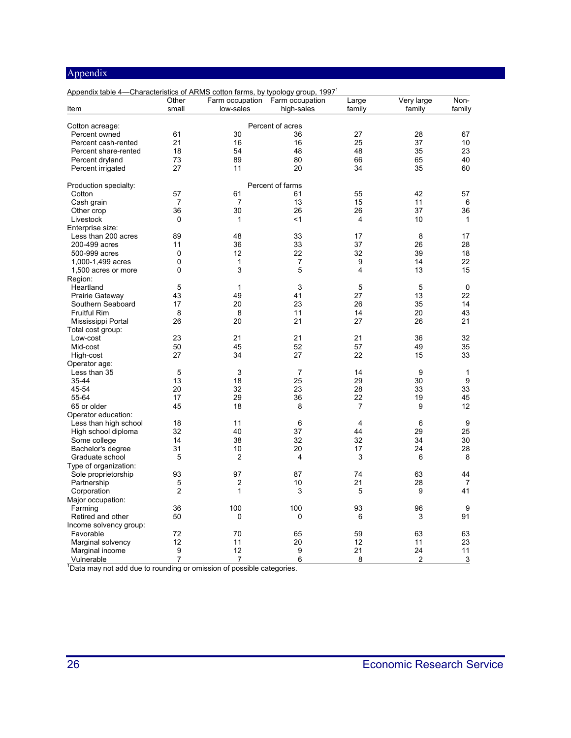## Appendix

Appendix table 4—Characteristics of ARMS cotton farms, by typology group, 1997[1]

| Item | Other small | Farm occupation low-sales | Farm occupation high-sales | Large family | Very large family | Non-family |
|---|---|---|---|---|---|---|
| Cotton acreage: | | | Percent of acres | | | |
| Percent owned | 61 | 30 | 36 | 27 | 28 | 67 |
| Percent cash-rented | 21 | 16 | 16 | 25 | 37 | 10 |
| Percent share-rented | 18 | 54 | 48 | 48 | 35 | 23 |
| Percent dryland | 73 | 89 | 80 | 66 | 65 | 40 |
| Percent irrigated | 27 | 11 | 20 | 34 | 35 | 60 |
| Production specialty: | | | Percent of farms | | | |
| Cotton | 57 | 61 | 61 | 55 | 42 | 57 |
| Cash grain | 7 | 7 | 13 | 15 | 11 | 6 |
| Other crop | 36 | 30 | 26 | 26 | 37 | 36 |
| Livestock | 0 | 1 | <1 | 4 | 10 | 1 |
| Enterprise size: | | | | | | |
| Less than 200 acres | 89 | 48 | 33 | 17 | 8 | 17 |
| 200-499 acres | 11 | 36 | 33 | 37 | 26 | 28 |
| 500-999 acres | 0 | 12 | 22 | 32 | 39 | 18 |
| 1,000-1,499 acres | 0 | 1 | 7 | 9 | 14 | 22 |
| 1,500 acres or more | 0 | 3 | 5 | 4 | 13 | 15 |
| Region: | | | | | | |
| Heartland | 5 | 1 | 3 | 5 | 5 | 0 |
| Prairie Gateway | 43 | 49 | 41 | 27 | 13 | 22 |
| Southern Seaboard | 17 | 20 | 23 | 26 | 35 | 14 |
| Fruitful Rim | 8 | 8 | 11 | 14 | 20 | 43 |
| Mississippi Portal | 26 | 20 | 21 | 27 | 26 | 21 |
| Total cost group: | | | | | | |
| Low-cost | 23 | 21 | 21 | 21 | 36 | 32 |
| Mid-cost | 50 | 45 | 52 | 57 | 49 | 35 |
| High-cost | 27 | 34 | 27 | 22 | 15 | 33 |
| Operator age: | | | | | | |
| Less than 35 | 5 | 3 | 7 | 14 | 9 | 1 |
| 35-44 | 13 | 18 | 25 | 29 | 30 | 9 |
| 45-54 | 20 | 32 | 23 | 28 | 33 | 33 |
| 55-64 | 17 | 29 | 36 | 22 | 19 | 45 |
| 65 or older | 45 | 18 | 8 | 7 | 9 | 12 |
| Operator education: | | | | | | |
| Less than high school | 18 | 11 | 6 | 4 | 6 | 9 |
| High school diploma | 32 | 40 | 37 | 44 | 29 | 25 |
| Some college | 14 | 38 | 32 | 32 | 34 | 30 |
| Bachelor's degree | 31 | 10 | 20 | 17 | 24 | 28 |
| Graduate school | 5 | 2 | 4 | 3 | 6 | 8 |
| Type of organization: | | | | | | |
| Sole proprietorship | 93 | 97 | 87 | 74 | 63 | 44 |
| Partnership | 5 | 2 | 10 | 21 | 28 | 7 |
| Corporation | 2 | 1 | 3 | 5 | 9 | 41 |
| Major occupation: | | | | | | |
| Farming | 36 | 100 | 100 | 93 | 96 | 9 |
| Retired and other | 50 | 0 | 0 | 6 | 3 | 91 |
| Income solvency group: | | | | | | |
| Favorable | 72 | 70 | 65 | 59 | 63 | 63 |
| Marginal solvency | 12 | 11 | 20 | 12 | 11 | 23 |
| Marginal income | 9 | 12 | 9 | 21 | 24 | 11 |
| Vulnerable | 7 | 7 | 6 | 8 | 2 | 3 |

[1]Data may not add due to rounding or omission of possible categories.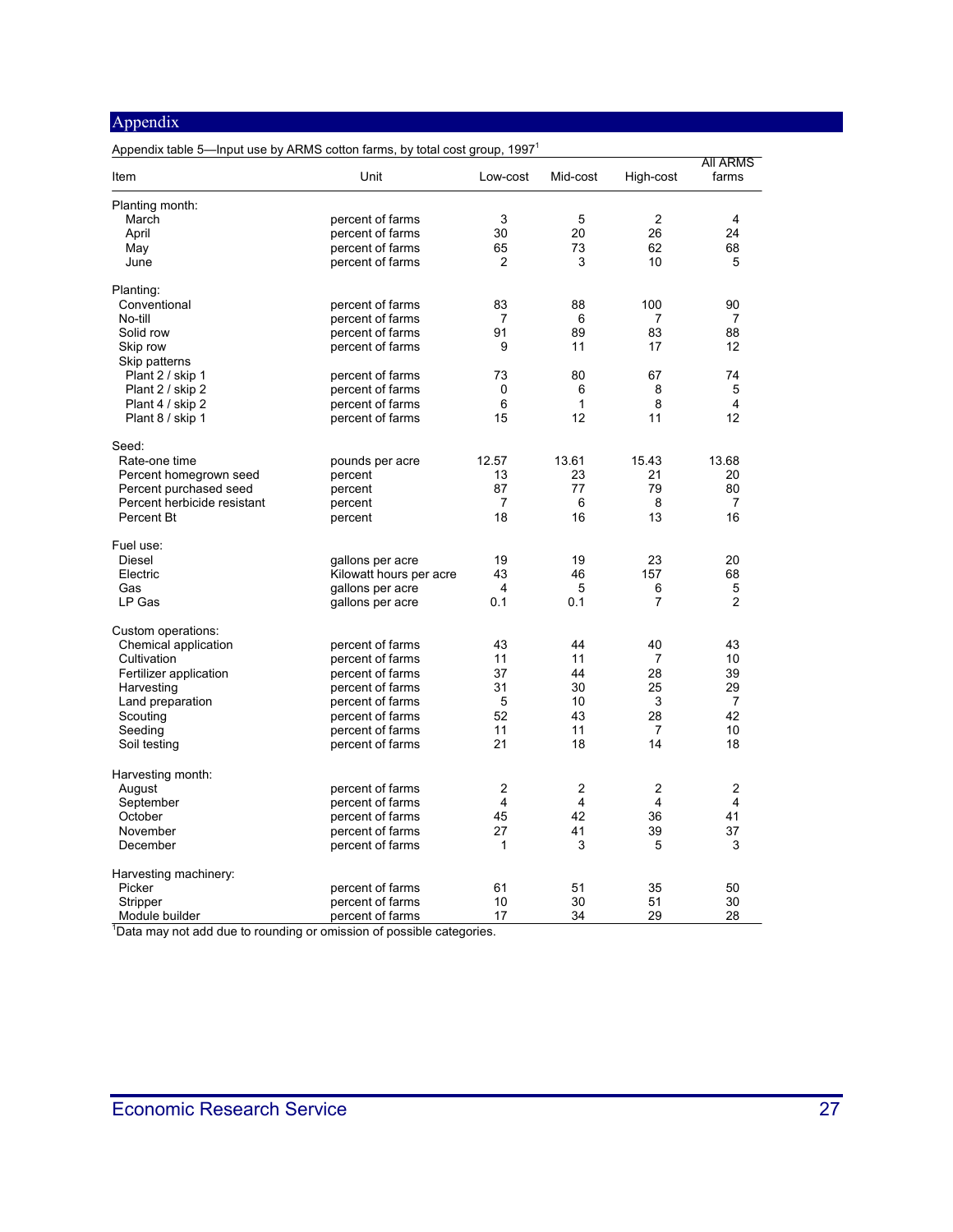## Appendix

Appendix table 5—Input use by ARMS cotton farms, by total cost group, 1997[1]

| Item | Unit | Low-cost | Mid-cost | High-cost | All ARMS farms |
|---|---|---|---|---|---|
| Planting month: | | | | | |
| March | percent of farms | 3 | 5 | 2 | 4 |
| April | percent of farms | 30 | 20 | 26 | 24 |
| May | percent of farms | 65 | 73 | 62 | 68 |
| June | percent of farms | 2 | 3 | 10 | 5 |
| Planting: | | | | | |
| Conventional | percent of farms | 83 | 88 | 100 | 90 |
| No-till | percent of farms | 7 | 6 | 7 | 7 |
| Solid row | percent of farms | 91 | 89 | 83 | 88 |
| Skip row | percent of farms | 9 | 11 | 17 | 12 |
| Skip patterns | | | | | |
| Plant 2 / skip 1 | percent of farms | 73 | 80 | 67 | 74 |
| Plant 2 / skip 2 | percent of farms | 0 | 6 | 8 | 5 |
| Plant 4 / skip 2 | percent of farms | 6 | 1 | 8 | 4 |
| Plant 8 / skip 1 | percent of farms | 15 | 12 | 11 | 12 |
| Seed: | | | | | |
| Rate-one time | pounds per acre | 12.57 | 13.61 | 15.43 | 13.68 |
| Percent homegrown seed | percent | 13 | 23 | 21 | 20 |
| Percent purchased seed | percent | 87 | 77 | 79 | 80 |
| Percent herbicide resistant | percent | 7 | 6 | 8 | 7 |
| Percent Bt | percent | 18 | 16 | 13 | 16 |
| Fuel use: | | | | | |
| Diesel | gallons per acre | 19 | 19 | 23 | 20 |
| Electric | Kilowatt hours per acre | 43 | 46 | 157 | 68 |
| Gas | gallons per acre | 4 | 5 | 6 | 5 |
| LP Gas | gallons per acre | 0.1 | 0.1 | 7 | 2 |
| Custom operations: | | | | | |
| Chemical application | percent of farms | 43 | 44 | 40 | 43 |
| Cultivation | percent of farms | 11 | 11 | 7 | 10 |
| Fertilizer application | percent of farms | 37 | 44 | 28 | 39 |
| Harvesting | percent of farms | 31 | 30 | 25 | 29 |
| Land preparation | percent of farms | 5 | 10 | 3 | 7 |
| Scouting | percent of farms | 52 | 43 | 28 | 42 |
| Seeding | percent of farms | 11 | 11 | 7 | 10 |
| Soil testing | percent of farms | 21 | 18 | 14 | 18 |
| Harvesting month: | | | | | |
| August | percent of farms | 2 | 2 | 2 | 2 |
| September | percent of farms | 4 | 4 | 4 | 4 |
| October | percent of farms | 45 | 42 | 36 | 41 |
| November | percent of farms | 27 | 41 | 39 | 37 |
| December | percent of farms | 1 | 3 | 5 | 3 |
| Harvesting machinery: | | | | | |
| Picker | percent of farms | 61 | 51 | 35 | 50 |
| Stripper | percent of farms | 10 | 30 | 51 | 30 |
| Module builder | percent of farms | 17 | 34 | 29 | 28 |

[1]Data may not add due to rounding or omission of possible categories.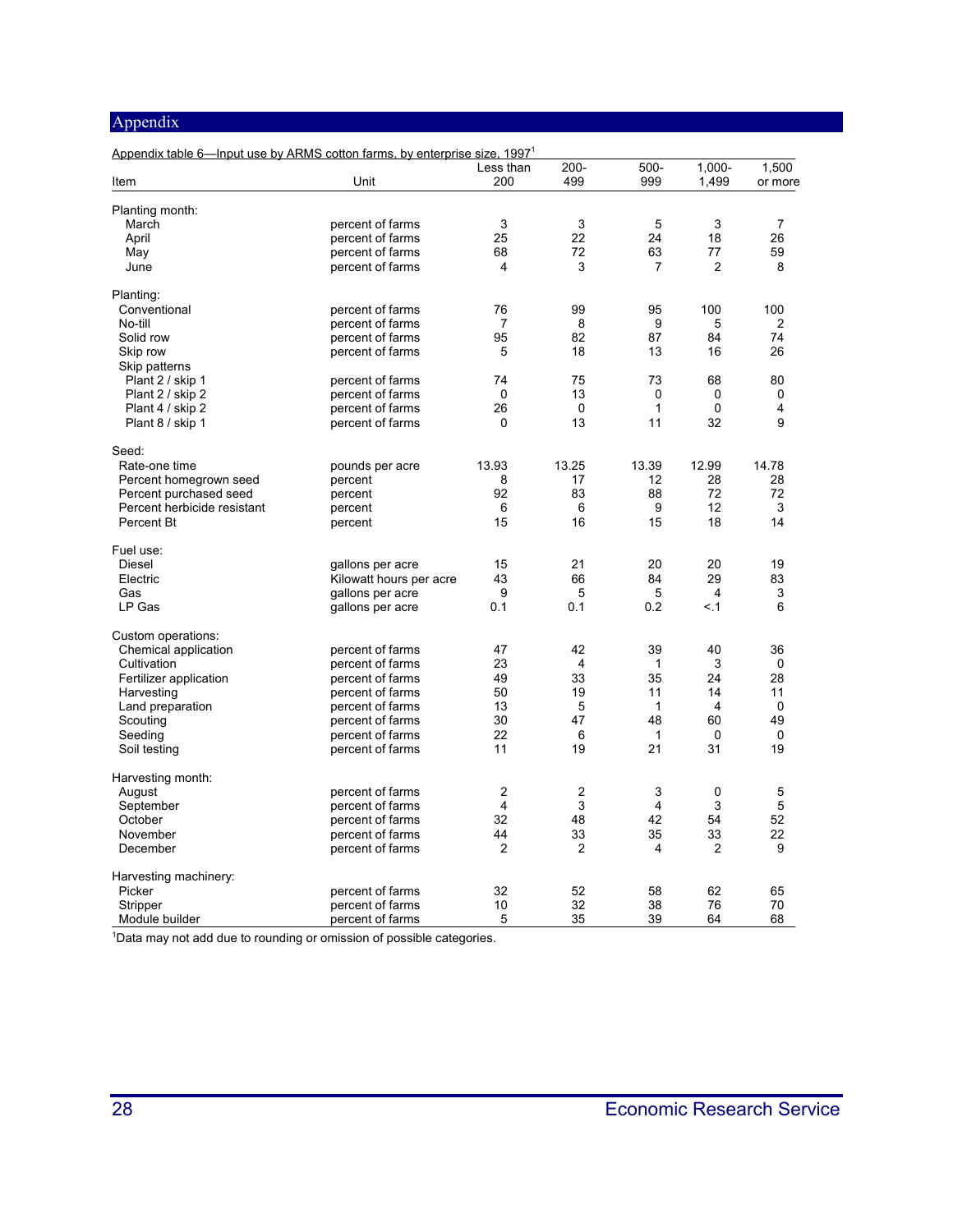## Appendix

Appendix table 6—Input use by ARMS cotton farms, by enterprise size, 1997[1]

| Item | Unit | Less than 200 | 200-499 | 500-999 | 1,000-1,499 | 1,500 or more |
|---|---|---|---|---|---|---|
| Planting month: | | | | | | |
| March | percent of farms | 3 | 3 | 5 | 3 | 7 |
| April | percent of farms | 25 | 22 | 24 | 18 | 26 |
| May | percent of farms | 68 | 72 | 63 | 77 | 59 |
| June | percent of farms | 4 | 3 | 7 | 2 | 8 |
| Planting: | | | | | | |
| Conventional | percent of farms | 76 | 99 | 95 | 100 | 100 |
| No-till | percent of farms | 7 | 8 | 9 | 5 | 2 |
| Solid row | percent of farms | 95 | 82 | 87 | 84 | 74 |
| Skip row | percent of farms | 5 | 18 | 13 | 16 | 26 |
| Skip patterns | | | | | | |
| Plant 2 / skip 1 | percent of farms | 74 | 75 | 73 | 68 | 80 |
| Plant 2 / skip 2 | percent of farms | 0 | 13 | 0 | 0 | 0 |
| Plant 4 / skip 2 | percent of farms | 26 | 0 | 1 | 0 | 4 |
| Plant 8 / skip 1 | percent of farms | 0 | 13 | 11 | 32 | 9 |
| Seed: | | | | | | |
| Rate-one time | pounds per acre | 13.93 | 13.25 | 13.39 | 12.99 | 14.78 |
| Percent homegrown seed | percent | 8 | 17 | 12 | 28 | 28 |
| Percent purchased seed | percent | 92 | 83 | 88 | 72 | 72 |
| Percent herbicide resistant | percent | 6 | 6 | 9 | 12 | 3 |
| Percent Bt | percent | 15 | 16 | 15 | 18 | 14 |
| Fuel use: | | | | | | |
| Diesel | gallons per acre | 15 | 21 | 20 | 20 | 19 |
| Electric | Kilowatt hours per acre | 43 | 66 | 84 | 29 | 83 |
| Gas | gallons per acre | 9 | 5 | 5 | 4 | 3 |
| LP Gas | gallons per acre | 0.1 | 0.1 | 0.2 | <.1 | 6 |
| Custom operations: | | | | | | |
| Chemical application | percent of farms | 47 | 42 | 39 | 40 | 36 |
| Cultivation | percent of farms | 23 | 4 | 1 | 3 | 0 |
| Fertilizer application | percent of farms | 49 | 33 | 35 | 24 | 28 |
| Harvesting | percent of farms | 50 | 19 | 11 | 14 | 11 |
| Land preparation | percent of farms | 13 | 5 | 1 | 4 | 0 |
| Scouting | percent of farms | 30 | 47 | 48 | 60 | 49 |
| Seeding | percent of farms | 22 | 6 | 1 | 0 | 0 |
| Soil testing | percent of farms | 11 | 19 | 21 | 31 | 19 |
| Harvesting month: | | | | | | |
| August | percent of farms | 2 | 2 | 3 | 0 | 5 |
| September | percent of farms | 4 | 3 | 4 | 3 | 5 |
| October | percent of farms | 32 | 48 | 42 | 54 | 52 |
| November | percent of farms | 44 | 33 | 35 | 33 | 22 |
| December | percent of farms | 2 | 2 | 4 | 2 | 9 |
| Harvesting machinery: | | | | | | |
| Picker | percent of farms | 32 | 52 | 58 | 62 | 65 |
| Stripper | percent of farms | 10 | 32 | 38 | 76 | 70 |
| Module builder | percent of farms | 5 | 35 | 39 | 64 | 68 |

[1]Data may not add due to rounding or omission of possible categories.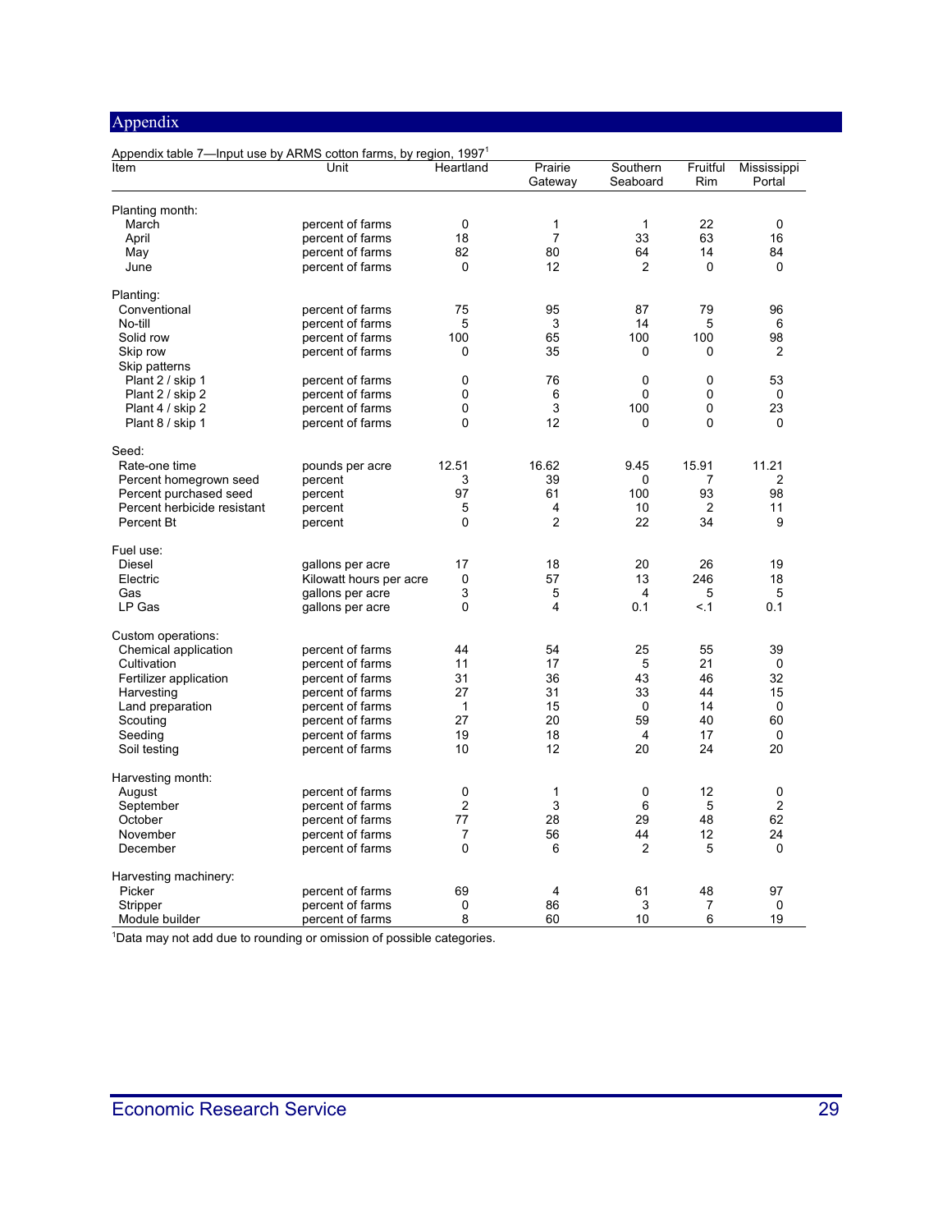# Appendix

Appendix table 7—Input use by ARMS cotton farms, by region, 1997[1]

| Item | Unit | Heartland | Prairie Gateway | Southern Seaboard | Fruitful Rim | Mississippi Portal |
|---|---|---|---|---|---|---|
| Planting month: | | | | | | |
| March | percent of farms | 0 | 1 | 1 | 22 | 0 |
| April | percent of farms | 18 | 7 | 33 | 63 | 16 |
| May | percent of farms | 82 | 80 | 64 | 14 | 84 |
| June | percent of farms | 0 | 12 | 2 | 0 | 0 |
| Planting: | | | | | | |
| Conventional | percent of farms | 75 | 95 | 87 | 79 | 96 |
| No-till | percent of farms | 5 | 3 | 14 | 5 | 6 |
| Solid row | percent of farms | 100 | 65 | 100 | 100 | 98 |
| Skip row | percent of farms | 0 | 35 | 0 | 0 | 2 |
| Skip patterns | | | | | | |
| Plant 2 / skip 1 | percent of farms | 0 | 76 | 0 | 0 | 53 |
| Plant 2 / skip 2 | percent of farms | 0 | 6 | 0 | 0 | 0 |
| Plant 4 / skip 2 | percent of farms | 0 | 3 | 100 | 0 | 23 |
| Plant 8 / skip 1 | percent of farms | 0 | 12 | 0 | 0 | 0 |
| Seed: | | | | | | |
| Rate-one time | pounds per acre | 12.51 | 16.62 | 9.45 | 15.91 | 11.21 |
| Percent homegrown seed | percent | 3 | 39 | 0 | 7 | 2 |
| Percent purchased seed | percent | 97 | 61 | 100 | 93 | 98 |
| Percent herbicide resistant | percent | 5 | 4 | 10 | 2 | 11 |
| Percent Bt | percent | 0 | 2 | 22 | 34 | 9 |
| Fuel use: | | | | | | |
| Diesel | gallons per acre | 17 | 18 | 20 | 26 | 19 |
| Electric | Kilowatt hours per acre | 0 | 57 | 13 | 246 | 18 |
| Gas | gallons per acre | 3 | 5 | 4 | 5 | 5 |
| LP Gas | gallons per acre | 0 | 4 | 0.1 | <.1 | 0.1 |
| Custom operations: | | | | | | |
| Chemical application | percent of farms | 44 | 54 | 25 | 55 | 39 |
| Cultivation | percent of farms | 11 | 17 | 5 | 21 | 0 |
| Fertilizer application | percent of farms | 31 | 36 | 43 | 46 | 32 |
| Harvesting | percent of farms | 27 | 31 | 33 | 44 | 15 |
| Land preparation | percent of farms | 1 | 15 | 0 | 14 | 0 |
| Scouting | percent of farms | 27 | 20 | 59 | 40 | 60 |
| Seeding | percent of farms | 19 | 18 | 4 | 17 | 0 |
| Soil testing | percent of farms | 10 | 12 | 20 | 24 | 20 |
| Harvesting month: | | | | | | |
| August | percent of farms | 0 | 1 | 0 | 12 | 0 |
| September | percent of farms | 2 | 3 | 6 | 5 | 2 |
| October | percent of farms | 77 | 28 | 29 | 48 | 62 |
| November | percent of farms | 7 | 56 | 44 | 12 | 24 |
| December | percent of farms | 0 | 6 | 2 | 5 | 0 |
| Harvesting machinery: | | | | | | |
| Picker | percent of farms | 69 | 4 | 61 | 48 | 97 |
| Stripper | percent of farms | 0 | 86 | 3 | 7 | 0 |
| Module builder | percent of farms | 8 | 60 | 10 | 6 | 19 |

[1]Data may not add due to rounding or omission of possible categories.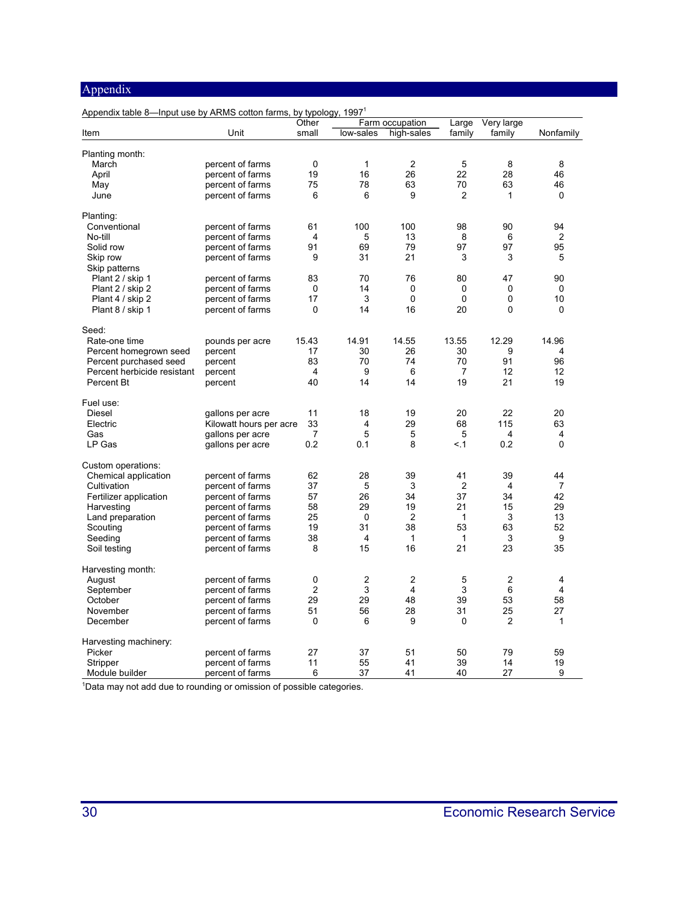## Appendix

Appendix table 8—Input use by ARMS cotton farms, by typology, 1997[1]

| Item | Unit | Other small | Farm occupation low-sales | Farm occupation high-sales | Large family | Very large family | Nonfamily |
|---|---|---|---|---|---|---|---|
| **Planting month:** | | | | | | | |
| March | percent of farms | 0 | 1 | 2 | 5 | 8 | 8 |
| April | percent of farms | 19 | 16 | 26 | 22 | 28 | 46 |
| May | percent of farms | 75 | 78 | 63 | 70 | 63 | 46 |
| June | percent of farms | 6 | 6 | 9 | 2 | 1 | 0 |
| **Planting:** | | | | | | | |
| Conventional | percent of farms | 61 | 100 | 100 | 98 | 90 | 94 |
| No-till | percent of farms | 4 | 5 | 13 | 8 | 6 | 2 |
| Solid row | percent of farms | 91 | 69 | 79 | 97 | 97 | 95 |
| Skip row | percent of farms | 9 | 31 | 21 | 3 | 3 | 5 |
| Skip patterns | | | | | | | |
| Plant 2 / skip 1 | percent of farms | 83 | 70 | 76 | 80 | 47 | 90 |
| Plant 2 / skip 2 | percent of farms | 0 | 14 | 0 | 0 | 0 | 0 |
| Plant 4 / skip 2 | percent of farms | 17 | 3 | 0 | 0 | 0 | 10 |
| Plant 8 / skip 1 | percent of farms | 0 | 14 | 16 | 20 | 0 | 0 |
| **Seed:** | | | | | | | |
| Rate-one time | pounds per acre | 15.43 | 14.91 | 14.55 | 13.55 | 12.29 | 14.96 |
| Percent homegrown seed | percent | 17 | 30 | 26 | 30 | 9 | 4 |
| Percent purchased seed | percent | 83 | 70 | 74 | 70 | 91 | 96 |
| Percent herbicide resistant | percent | 4 | 9 | 6 | 7 | 12 | 12 |
| Percent Bt | percent | 40 | 14 | 14 | 19 | 21 | 19 |
| **Fuel use:** | | | | | | | |
| Diesel | gallons per acre | 11 | 18 | 19 | 20 | 22 | 20 |
| Electric | Kilowatt hours per acre | 33 | 4 | 29 | 68 | 115 | 63 |
| Gas | gallons per acre | 7 | 5 | 5 | 5 | 4 | 4 |
| LP Gas | gallons per acre | 0.2 | 0.1 | 8 | <.1 | 0.2 | 0 |
| **Custom operations:** | | | | | | | |
| Chemical application | percent of farms | 62 | 28 | 39 | 41 | 39 | 44 |
| Cultivation | percent of farms | 37 | 5 | 3 | 2 | 4 | 7 |
| Fertilizer application | percent of farms | 57 | 26 | 34 | 37 | 34 | 42 |
| Harvesting | percent of farms | 58 | 29 | 19 | 21 | 15 | 29 |
| Land preparation | percent of farms | 25 | 0 | 2 | 1 | 3 | 13 |
| Scouting | percent of farms | 19 | 31 | 38 | 53 | 63 | 52 |
| Seeding | percent of farms | 38 | 4 | 1 | 1 | 3 | 9 |
| Soil testing | percent of farms | 8 | 15 | 16 | 21 | 23 | 35 |
| **Harvesting month:** | | | | | | | |
| August | percent of farms | 0 | 2 | 2 | 5 | 2 | 4 |
| September | percent of farms | 2 | 3 | 4 | 3 | 6 | 4 |
| October | percent of farms | 29 | 29 | 48 | 39 | 53 | 58 |
| November | percent of farms | 51 | 56 | 28 | 31 | 25 | 27 |
| December | percent of farms | 0 | 6 | 9 | 0 | 2 | 1 |
| **Harvesting machinery:** | | | | | | | |
| Picker | percent of farms | 27 | 37 | 51 | 50 | 79 | 59 |
| Stripper | percent of farms | 11 | 55 | 41 | 39 | 14 | 19 |
| Module builder | percent of farms | 6 | 37 | 41 | 40 | 27 | 9 |

[1]Data may not add due to rounding or omission of possible categories.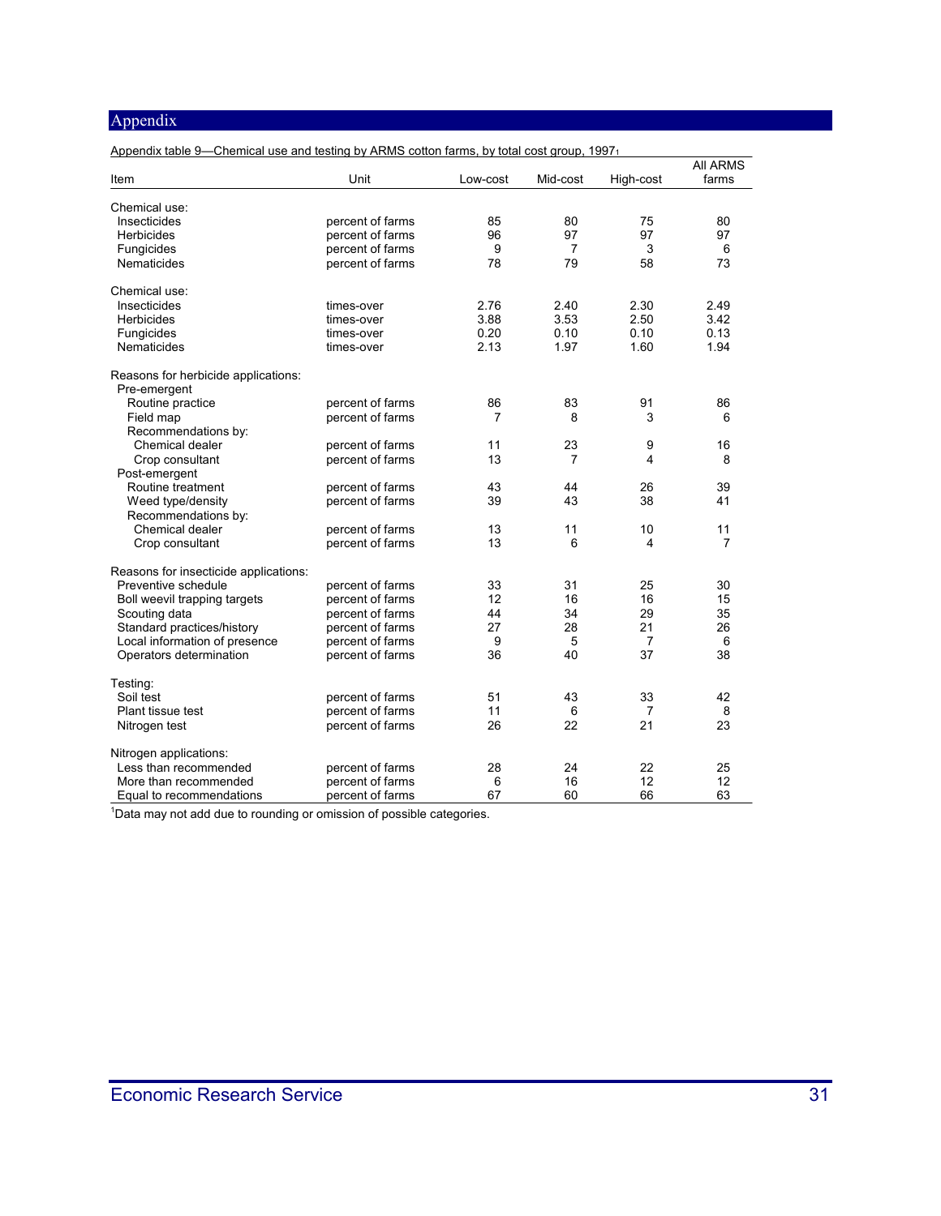## Appendix

Appendix table 9—Chemical use and testing by ARMS cotton farms, by total cost group, 1997[1]

| Item | Unit | Low-cost | Mid-cost | High-cost | All ARMS farms |
|---|---|---|---|---|---|
| Chemical use: | | | | | |
| Insecticides | percent of farms | 85 | 80 | 75 | 80 |
| Herbicides | percent of farms | 96 | 97 | 97 | 97 |
| Fungicides | percent of farms | 9 | 7 | 3 | 6 |
| Nematicides | percent of farms | 78 | 79 | 58 | 73 |
| Chemical use: | | | | | |
| Insecticides | times-over | 2.76 | 2.40 | 2.30 | 2.49 |
| Herbicides | times-over | 3.88 | 3.53 | 2.50 | 3.42 |
| Fungicides | times-over | 0.20 | 0.10 | 0.10 | 0.13 |
| Nematicides | times-over | 2.13 | 1.97 | 1.60 | 1.94 |
| Reasons for herbicide applications: | | | | | |
| Pre-emergent | | | | | |
| Routine practice | percent of farms | 86 | 83 | 91 | 86 |
| Field map | percent of farms | 7 | 8 | 3 | 6 |
| Recommendations by: | | | | | |
| Chemical dealer | percent of farms | 11 | 23 | 9 | 16 |
| Crop consultant | percent of farms | 13 | 7 | 4 | 8 |
| Post-emergent | | | | | |
| Routine treatment | percent of farms | 43 | 44 | 26 | 39 |
| Weed type/density | percent of farms | 39 | 43 | 38 | 41 |
| Recommendations by: | | | | | |
| Chemical dealer | percent of farms | 13 | 11 | 10 | 11 |
| Crop consultant | percent of farms | 13 | 6 | 4 | 7 |
| Reasons for insecticide applications: | | | | | |
| Preventive schedule | percent of farms | 33 | 31 | 25 | 30 |
| Boll weevil trapping targets | percent of farms | 12 | 16 | 16 | 15 |
| Scouting data | percent of farms | 44 | 34 | 29 | 35 |
| Standard practices/history | percent of farms | 27 | 28 | 21 | 26 |
| Local information of presence | percent of farms | 9 | 5 | 7 | 6 |
| Operators determination | percent of farms | 36 | 40 | 37 | 38 |
| Testing: | | | | | |
| Soil test | percent of farms | 51 | 43 | 33 | 42 |
| Plant tissue test | percent of farms | 11 | 6 | 7 | 8 |
| Nitrogen test | percent of farms | 26 | 22 | 21 | 23 |
| Nitrogen applications: | | | | | |
| Less than recommended | percent of farms | 28 | 24 | 22 | 25 |
| More than recommended | percent of farms | 6 | 16 | 12 | 12 |
| Equal to recommendations | percent of farms | 67 | 60 | 66 | 63 |

[1]Data may not add due to rounding or omission of possible categories.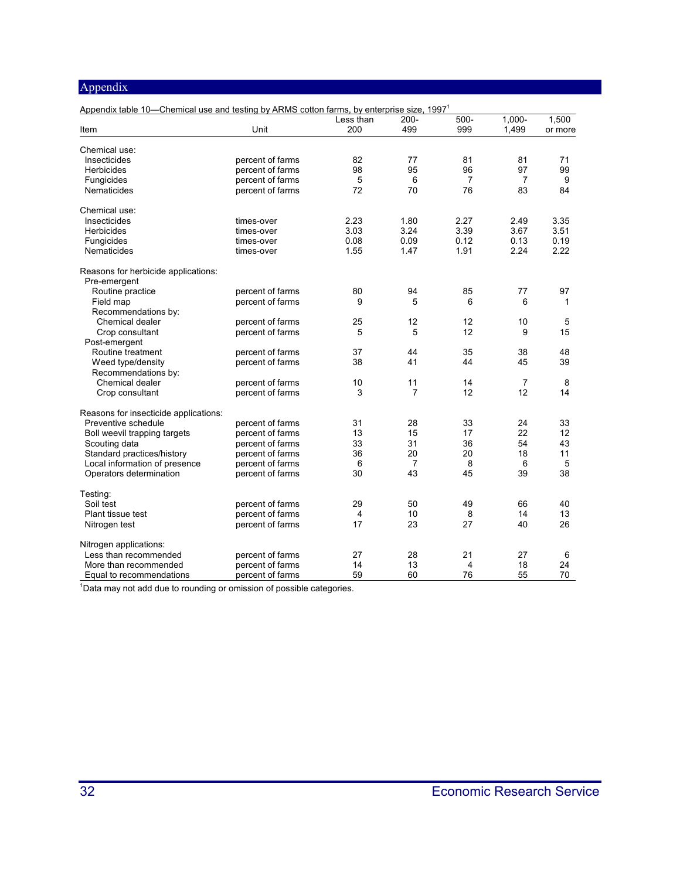## Appendix

Appendix table 10—Chemical use and testing by ARMS cotton farms, by enterprise size, 1997[1]

| Item | Unit | Less than 200 | 200-499 | 500-999 | 1,000-1,499 | 1,500 or more |
|---|---|---|---|---|---|---|
| Chemical use: | | | | | | |
| Insecticides | percent of farms | 82 | 77 | 81 | 81 | 71 |
| Herbicides | percent of farms | 98 | 95 | 96 | 97 | 99 |
| Fungicides | percent of farms | 5 | 6 | 7 | 7 | 9 |
| Nematicides | percent of farms | 72 | 70 | 76 | 83 | 84 |
| Chemical use: | | | | | | |
| Insecticides | times-over | 2.23 | 1.80 | 2.27 | 2.49 | 3.35 |
| Herbicides | times-over | 3.03 | 3.24 | 3.39 | 3.67 | 3.51 |
| Fungicides | times-over | 0.08 | 0.09 | 0.12 | 0.13 | 0.19 |
| Nematicides | times-over | 1.55 | 1.47 | 1.91 | 2.24 | 2.22 |
| Reasons for herbicide applications: | | | | | | |
| Pre-emergent | | | | | | |
| Routine practice | percent of farms | 80 | 94 | 85 | 77 | 97 |
| Field map | percent of farms | 9 | 5 | 6 | 6 | 1 |
| Recommendations by: | | | | | | |
| Chemical dealer | percent of farms | 25 | 12 | 12 | 10 | 5 |
| Crop consultant | percent of farms | 5 | 5 | 12 | 9 | 15 |
| Post-emergent | | | | | | |
| Routine treatment | percent of farms | 37 | 44 | 35 | 38 | 48 |
| Weed type/density | percent of farms | 38 | 41 | 44 | 45 | 39 |
| Recommendations by: | | | | | | |
| Chemical dealer | percent of farms | 10 | 11 | 14 | 7 | 8 |
| Crop consultant | percent of farms | 3 | 7 | 12 | 12 | 14 |
| Reasons for insecticide applications: | | | | | | |
| Preventive schedule | percent of farms | 31 | 28 | 33 | 24 | 33 |
| Boll weevil trapping targets | percent of farms | 13 | 15 | 17 | 22 | 12 |
| Scouting data | percent of farms | 33 | 31 | 36 | 54 | 43 |
| Standard practices/history | percent of farms | 36 | 20 | 20 | 18 | 11 |
| Local information of presence | percent of farms | 6 | 7 | 8 | 6 | 5 |
| Operators determination | percent of farms | 30 | 43 | 45 | 39 | 38 |
| Testing: | | | | | | |
| Soil test | percent of farms | 29 | 50 | 49 | 66 | 40 |
| Plant tissue test | percent of farms | 4 | 10 | 8 | 14 | 13 |
| Nitrogen test | percent of farms | 17 | 23 | 27 | 40 | 26 |
| Nitrogen applications: | | | | | | |
| Less than recommended | percent of farms | 27 | 28 | 21 | 27 | 6 |
| More than recommended | percent of farms | 14 | 13 | 4 | 18 | 24 |
| Equal to recommendations | percent of farms | 59 | 60 | 76 | 55 | 70 |

[1]Data may not add due to rounding or omission of possible categories.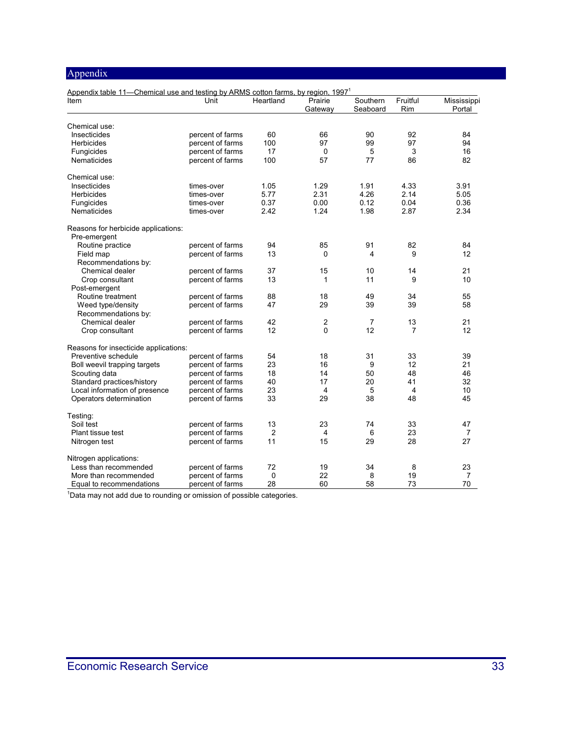## Appendix

Appendix table 11—Chemical use and testing by ARMS cotton farms, by region, 1997[1]

| Item | Unit | Heartland | Prairie Gateway | Southern Seaboard | Fruitful Rim | Mississippi Portal |
|---|---|---|---|---|---|---|
| Chemical use: | | | | | | |
| Insecticides | percent of farms | 60 | 66 | 90 | 92 | 84 |
| Herbicides | percent of farms | 100 | 97 | 99 | 97 | 94 |
| Fungicides | percent of farms | 17 | 0 | 5 | 3 | 16 |
| Nematicides | percent of farms | 100 | 57 | 77 | 86 | 82 |
| Chemical use: | | | | | | |
| Insecticides | times-over | 1.05 | 1.29 | 1.91 | 4.33 | 3.91 |
| Herbicides | times-over | 5.77 | 2.31 | 4.26 | 2.14 | 5.05 |
| Fungicides | times-over | 0.37 | 0.00 | 0.12 | 0.04 | 0.36 |
| Nematicides | times-over | 2.42 | 1.24 | 1.98 | 2.87 | 2.34 |
| Reasons for herbicide applications: | | | | | | |
| Pre-emergent | | | | | | |
| Routine practice | percent of farms | 94 | 85 | 91 | 82 | 84 |
| Field map | percent of farms | 13 | 0 | 4 | 9 | 12 |
| Recommendations by: | | | | | | |
| Chemical dealer | percent of farms | 37 | 15 | 10 | 14 | 21 |
| Crop consultant | percent of farms | 13 | 1 | 11 | 9 | 10 |
| Post-emergent | | | | | | |
| Routine treatment | percent of farms | 88 | 18 | 49 | 34 | 55 |
| Weed type/density | percent of farms | 47 | 29 | 39 | 39 | 58 |
| Recommendations by: | | | | | | |
| Chemical dealer | percent of farms | 42 | 2 | 7 | 13 | 21 |
| Crop consultant | percent of farms | 12 | 0 | 12 | 7 | 12 |
| Reasons for insecticide applications: | | | | | | |
| Preventive schedule | percent of farms | 54 | 18 | 31 | 33 | 39 |
| Boll weevil trapping targets | percent of farms | 23 | 16 | 9 | 12 | 21 |
| Scouting data | percent of farms | 18 | 14 | 50 | 48 | 46 |
| Standard practices/history | percent of farms | 40 | 17 | 20 | 41 | 32 |
| Local information of presence | percent of farms | 23 | 4 | 5 | 4 | 10 |
| Operators determination | percent of farms | 33 | 29 | 38 | 48 | 45 |
| Testing: | | | | | | |
| Soil test | percent of farms | 13 | 23 | 74 | 33 | 47 |
| Plant tissue test | percent of farms | 2 | 4 | 6 | 23 | 7 |
| Nitrogen test | percent of farms | 11 | 15 | 29 | 28 | 27 |
| Nitrogen applications: | | | | | | |
| Less than recommended | percent of farms | 72 | 19 | 34 | 8 | 23 |
| More than recommended | percent of farms | 0 | 22 | 8 | 19 | 7 |
| Equal to recommendations | percent of farms | 28 | 60 | 58 | 73 | 70 |

[1]Data may not add due to rounding or omission of possible categories.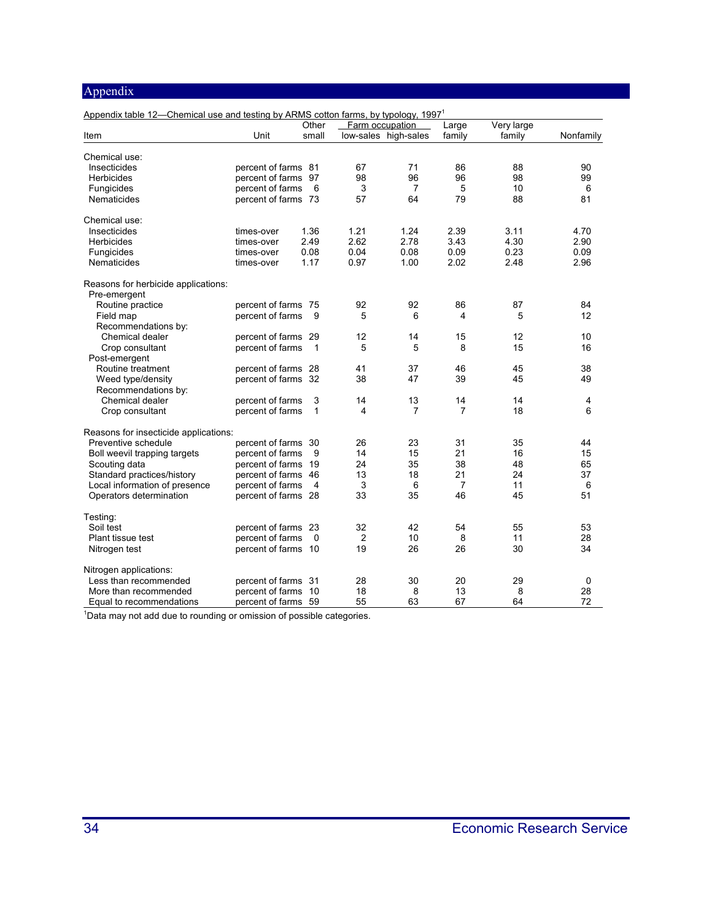## Appendix

Appendix table 12—Chemical use and testing by ARMS cotton farms, by typology, 1997[1]

| Item | Unit | Other small | Farm occupation low-sales | Farm occupation high-sales | Large family | Very large family | Nonfamily |
|---|---|---|---|---|---|---|---|
| **Chemical use:** | | | | | | | |
| Insecticides | percent of farms | 81 | 67 | 71 | 86 | 88 | 90 |
| Herbicides | percent of farms | 97 | 98 | 96 | 96 | 98 | 99 |
| Fungicides | percent of farms | 6 | 3 | 7 | 5 | 10 | 6 |
| Nematicides | percent of farms | 73 | 57 | 64 | 79 | 88 | 81 |
| **Chemical use:** | | | | | | | |
| Insecticides | times-over | 1.36 | 1.21 | 1.24 | 2.39 | 3.11 | 4.70 |
| Herbicides | times-over | 2.49 | 2.62 | 2.78 | 3.43 | 4.30 | 2.90 |
| Fungicides | times-over | 0.08 | 0.04 | 0.08 | 0.09 | 0.23 | 0.09 |
| Nematicides | times-over | 1.17 | 0.97 | 1.00 | 2.02 | 2.48 | 2.96 |
| **Reasons for herbicide applications:** | | | | | | | |
| Pre-emergent | | | | | | | |
| Routine practice | percent of farms | 75 | 92 | 92 | 86 | 87 | 84 |
| Field map | percent of farms | 9 | 5 | 6 | 4 | 5 | 12 |
| Recommendations by: | | | | | | | |
| Chemical dealer | percent of farms | 29 | 12 | 14 | 15 | 12 | 10 |
| Crop consultant | percent of farms | 1 | 5 | 5 | 8 | 15 | 16 |
| Post-emergent | | | | | | | |
| Routine treatment | percent of farms | 28 | 41 | 37 | 46 | 45 | 38 |
| Weed type/density | percent of farms | 32 | 38 | 47 | 39 | 45 | 49 |
| Recommendations by: | | | | | | | |
| Chemical dealer | percent of farms | 3 | 14 | 13 | 14 | 14 | 4 |
| Crop consultant | percent of farms | 1 | 4 | 7 | 7 | 18 | 6 |
| **Reasons for insecticide applications:** | | | | | | | |
| Preventive schedule | percent of farms | 30 | 26 | 23 | 31 | 35 | 44 |
| Boll weevil trapping targets | percent of farms | 9 | 14 | 15 | 21 | 16 | 15 |
| Scouting data | percent of farms | 19 | 24 | 35 | 38 | 48 | 65 |
| Standard practices/history | percent of farms | 46 | 13 | 18 | 21 | 24 | 37 |
| Local information of presence | percent of farms | 4 | 3 | 6 | 7 | 11 | 6 |
| Operators determination | percent of farms | 28 | 33 | 35 | 46 | 45 | 51 |
| **Testing:** | | | | | | | |
| Soil test | percent of farms | 23 | 32 | 42 | 54 | 55 | 53 |
| Plant tissue test | percent of farms | 0 | 2 | 10 | 8 | 11 | 28 |
| Nitrogen test | percent of farms | 10 | 19 | 26 | 26 | 30 | 34 |
| **Nitrogen applications:** | | | | | | | |
| Less than recommended | percent of farms | 31 | 28 | 30 | 20 | 29 | 0 |
| More than recommended | percent of farms | 10 | 18 | 8 | 13 | 8 | 28 |
| Equal to recommendations | percent of farms | 59 | 55 | 63 | 67 | 64 | 72 |

[1]Data may not add due to rounding or omission of possible categories.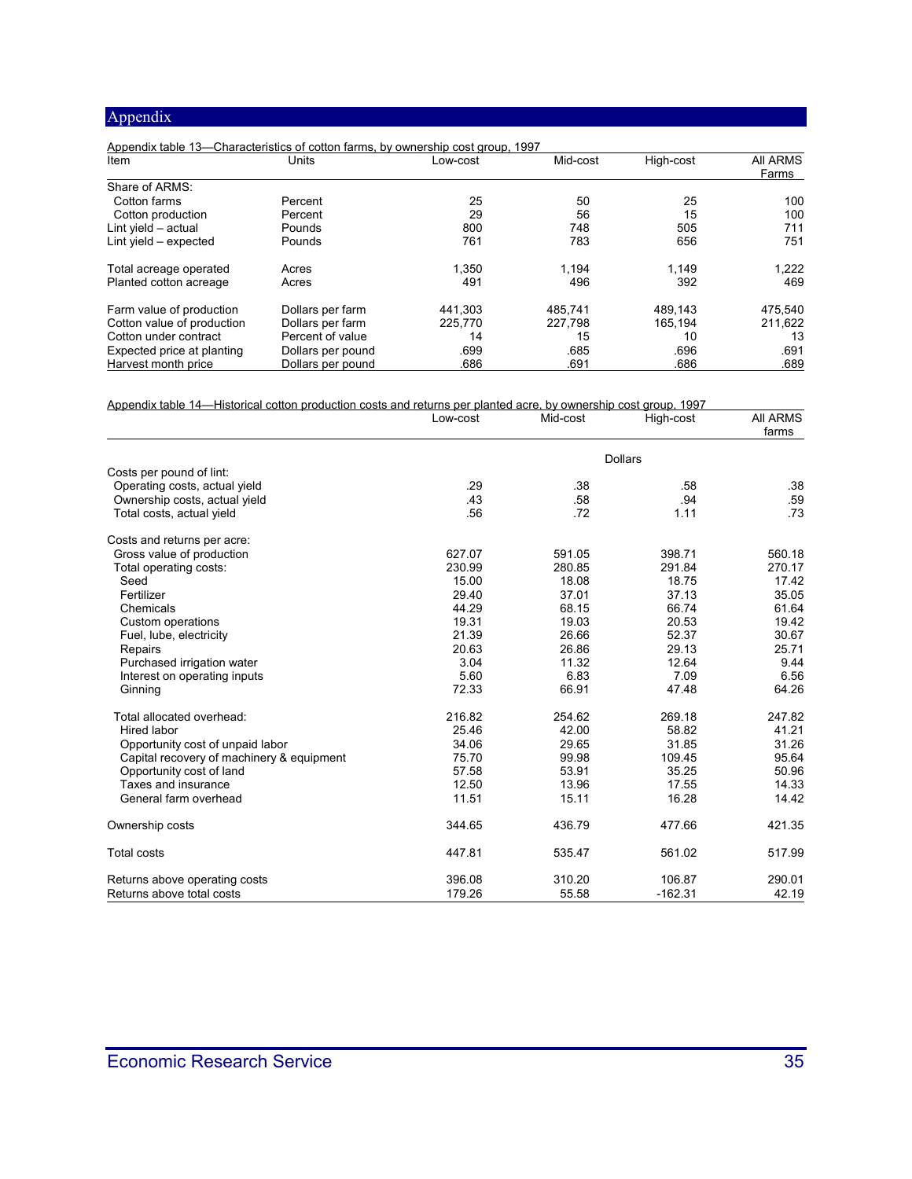## Appendix

Appendix table 13—Characteristics of cotton farms, by ownership cost group, 1997

| Item | Units | Low-cost | Mid-cost | High-cost | All ARMS Farms |
|---|---|---|---|---|---|
| Share of ARMS: | | | | | |
| Cotton farms | Percent | 25 | 50 | 25 | 100 |
| Cotton production | Percent | 29 | 56 | 15 | 100 |
| Lint yield – actual | Pounds | 800 | 748 | 505 | 711 |
| Lint yield – expected | Pounds | 761 | 783 | 656 | 751 |
| Total acreage operated | Acres | 1,350 | 1,194 | 1,149 | 1,222 |
| Planted cotton acreage | Acres | 491 | 496 | 392 | 469 |
| Farm value of production | Dollars per farm | 441,303 | 485,741 | 489,143 | 475,540 |
| Cotton value of production | Dollars per farm | 225,770 | 227,798 | 165,194 | 211,622 |
| Cotton under contract | Percent of value | 14 | 15 | 10 | 13 |
| Expected price at planting | Dollars per pound | .699 | .685 | .696 | .691 |
| Harvest month price | Dollars per pound | .686 | .691 | .686 | .689 |

Appendix table 14—Historical cotton production costs and returns per planted acre, by ownership cost group, 1997

| | Low-cost | Mid-cost | High-cost | All ARMS farms |
|---|---|---|---|---|
| | | Dollars | | |
| Costs per pound of lint: | | | | |
| Operating costs, actual yield | .29 | .38 | .58 | .38 |
| Ownership costs, actual yield | .43 | .58 | .94 | .59 |
| Total costs, actual yield | .56 | .72 | 1.11 | .73 |
| Costs and returns per acre: | | | | |
| Gross value of production | 627.07 | 591.05 | 398.71 | 560.18 |
| Total operating costs: | 230.99 | 280.85 | 291.84 | 270.17 |
| Seed | 15.00 | 18.08 | 18.75 | 17.42 |
| Fertilizer | 29.40 | 37.01 | 37.13 | 35.05 |
| Chemicals | 44.29 | 68.15 | 66.74 | 61.64 |
| Custom operations | 19.31 | 19.03 | 20.53 | 19.42 |
| Fuel, lube, electricity | 21.39 | 26.66 | 52.37 | 30.67 |
| Repairs | 20.63 | 26.86 | 29.13 | 25.71 |
| Purchased irrigation water | 3.04 | 11.32 | 12.64 | 9.44 |
| Interest on operating inputs | 5.60 | 6.83 | 7.09 | 6.56 |
| Ginning | 72.33 | 66.91 | 47.48 | 64.26 |
| Total allocated overhead: | 216.82 | 254.62 | 269.18 | 247.82 |
| Hired labor | 25.46 | 42.00 | 58.82 | 41.21 |
| Opportunity cost of unpaid labor | 34.06 | 29.65 | 31.85 | 31.26 |
| Capital recovery of machinery & equipment | 75.70 | 99.98 | 109.45 | 95.64 |
| Opportunity cost of land | 57.58 | 53.91 | 35.25 | 50.96 |
| Taxes and insurance | 12.50 | 13.96 | 17.55 | 14.33 |
| General farm overhead | 11.51 | 15.11 | 16.28 | 14.42 |
| Ownership costs | 344.65 | 436.79 | 477.66 | 421.35 |
| Total costs | 447.81 | 535.47 | 561.02 | 517.99 |
| Returns above operating costs | 396.08 | 310.20 | 106.87 | 290.01 |
| Returns above total costs | 179.26 | 55.58 | -162.31 | 42.19 |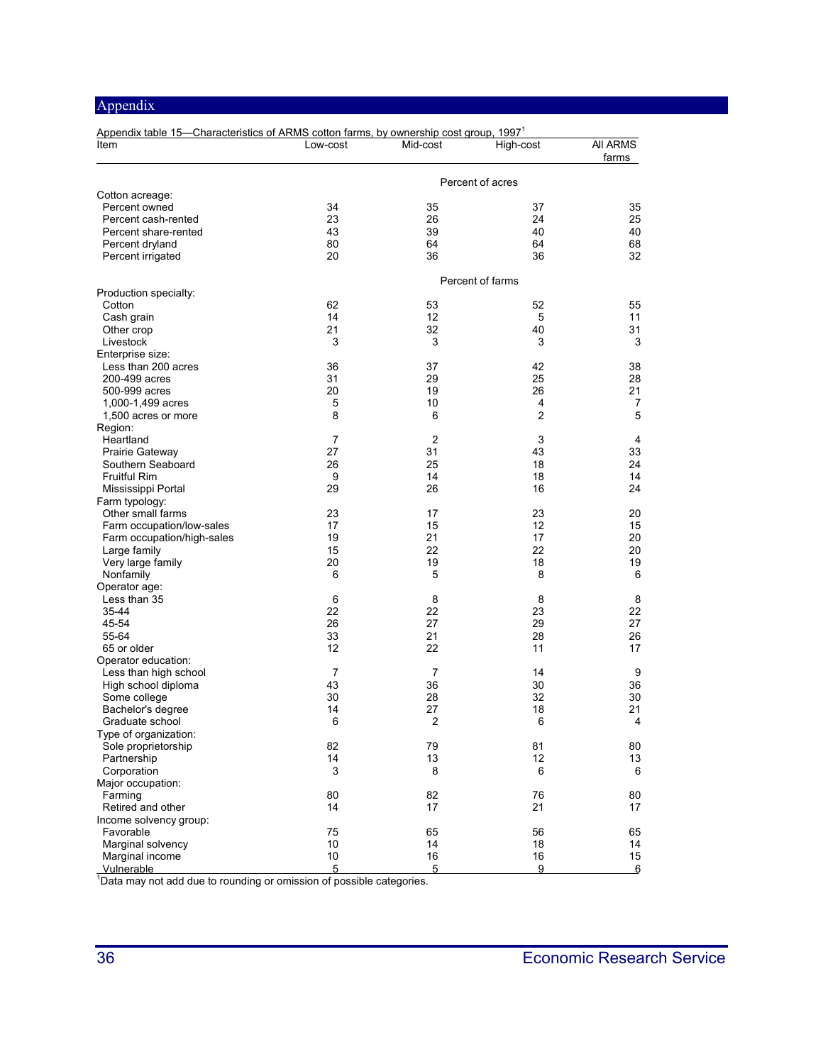## Appendix

Appendix table 15—Characteristics of ARMS cotton farms, by ownership cost group, 1997[1]

| Item | Low-cost | Mid-cost | High-cost | All ARMS farms |
|---|---|---|---|---|
| | Percent of acres | | | |
| Cotton acreage: | | | | |
| Percent owned | 34 | 35 | 37 | 35 |
| Percent cash-rented | 23 | 26 | 24 | 25 |
| Percent share-rented | 43 | 39 | 40 | 40 |
| Percent dryland | 80 | 64 | 64 | 68 |
| Percent irrigated | 20 | 36 | 36 | 32 |
| | Percent of farms | | | |
| Production specialty: | | | | |
| Cotton | 62 | 53 | 52 | 55 |
| Cash grain | 14 | 12 | 5 | 11 |
| Other crop | 21 | 32 | 40 | 31 |
| Livestock | 3 | 3 | 3 | 3 |
| Enterprise size: | | | | |
| Less than 200 acres | 36 | 37 | 42 | 38 |
| 200-499 acres | 31 | 29 | 25 | 28 |
| 500-999 acres | 20 | 19 | 26 | 21 |
| 1,000-1,499 acres | 5 | 10 | 4 | 7 |
| 1,500 acres or more | 8 | 6 | 2 | 5 |
| Region: | | | | |
| Heartland | 7 | 2 | 3 | 4 |
| Prairie Gateway | 27 | 31 | 43 | 33 |
| Southern Seaboard | 26 | 25 | 18 | 24 |
| Fruitful Rim | 9 | 14 | 18 | 14 |
| Mississippi Portal | 29 | 26 | 16 | 24 |
| Farm typology: | | | | |
| Other small farms | 23 | 17 | 23 | 20 |
| Farm occupation/low-sales | 17 | 15 | 12 | 15 |
| Farm occupation/high-sales | 19 | 21 | 17 | 20 |
| Large family | 15 | 22 | 22 | 20 |
| Very large family | 20 | 19 | 18 | 19 |
| Nonfamily | 6 | 5 | 8 | 6 |
| Operator age: | | | | |
| Less than 35 | 6 | 8 | 8 | 8 |
| 35-44 | 22 | 22 | 23 | 22 |
| 45-54 | 26 | 27 | 29 | 27 |
| 55-64 | 33 | 21 | 28 | 26 |
| 65 or older | 12 | 22 | 11 | 17 |
| Operator education: | | | | |
| Less than high school | 7 | 7 | 14 | 9 |
| High school diploma | 43 | 36 | 30 | 36 |
| Some college | 30 | 28 | 32 | 30 |
| Bachelor's degree | 14 | 27 | 18 | 21 |
| Graduate school | 6 | 2 | 6 | 4 |
| Type of organization: | | | | |
| Sole proprietorship | 82 | 79 | 81 | 80 |
| Partnership | 14 | 13 | 12 | 13 |
| Corporation | 3 | 8 | 6 | 6 |
| Major occupation: | | | | |
| Farming | 80 | 82 | 76 | 80 |
| Retired and other | 14 | 17 | 21 | 17 |
| Income solvency group: | | | | |
| Favorable | 75 | 65 | 56 | 65 |
| Marginal solvency | 10 | 14 | 18 | 14 |
| Marginal income | 10 | 16 | 16 | 15 |
| Vulnerable | 5 | 5 | 9 | 6 |

[1]Data may not add due to rounding or omission of possible categories.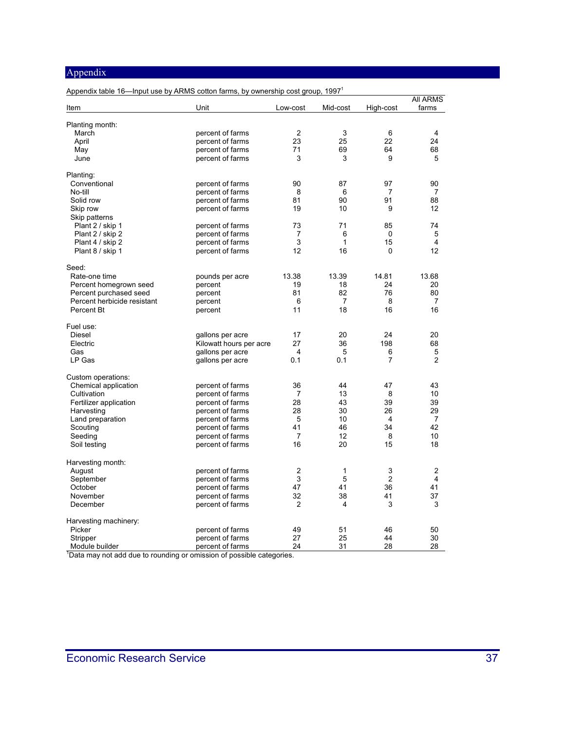# Appendix

Appendix table 16—Input use by ARMS cotton farms, by ownership cost group, 1997[1]

| Item | Unit | Low-cost | Mid-cost | High-cost | All ARMS farms |
|---|---|---|---|---|---|
| Planting month: | | | | | |
| March | percent of farms | 2 | 3 | 6 | 4 |
| April | percent of farms | 23 | 25 | 22 | 24 |
| May | percent of farms | 71 | 69 | 64 | 68 |
| June | percent of farms | 3 | 3 | 9 | 5 |
| Planting: | | | | | |
| Conventional | percent of farms | 90 | 87 | 97 | 90 |
| No-till | percent of farms | 8 | 6 | 7 | 7 |
| Solid row | percent of farms | 81 | 90 | 91 | 88 |
| Skip row | percent of farms | 19 | 10 | 9 | 12 |
| Skip patterns | | | | | |
| Plant 2 / skip 1 | percent of farms | 73 | 71 | 85 | 74 |
| Plant 2 / skip 2 | percent of farms | 7 | 6 | 0 | 5 |
| Plant 4 / skip 2 | percent of farms | 3 | 1 | 15 | 4 |
| Plant 8 / skip 1 | percent of farms | 12 | 16 | 0 | 12 |
| Seed: | | | | | |
| Rate-one time | pounds per acre | 13.38 | 13.39 | 14.81 | 13.68 |
| Percent homegrown seed | percent | 19 | 18 | 24 | 20 |
| Percent purchased seed | percent | 81 | 82 | 76 | 80 |
| Percent herbicide resistant | percent | 6 | 7 | 8 | 7 |
| Percent Bt | percent | 11 | 18 | 16 | 16 |
| Fuel use: | | | | | |
| Diesel | gallons per acre | 17 | 20 | 24 | 20 |
| Electric | Kilowatt hours per acre | 27 | 36 | 198 | 68 |
| Gas | gallons per acre | 4 | 5 | 6 | 5 |
| LP Gas | gallons per acre | 0.1 | 0.1 | 7 | 2 |
| Custom operations: | | | | | |
| Chemical application | percent of farms | 36 | 44 | 47 | 43 |
| Cultivation | percent of farms | 7 | 13 | 8 | 10 |
| Fertilizer application | percent of farms | 28 | 43 | 39 | 39 |
| Harvesting | percent of farms | 28 | 30 | 26 | 29 |
| Land preparation | percent of farms | 5 | 10 | 4 | 7 |
| Scouting | percent of farms | 41 | 46 | 34 | 42 |
| Seeding | percent of farms | 7 | 12 | 8 | 10 |
| Soil testing | percent of farms | 16 | 20 | 15 | 18 |
| Harvesting month: | | | | | |
| August | percent of farms | 2 | 1 | 3 | 2 |
| September | percent of farms | 3 | 5 | 2 | 4 |
| October | percent of farms | 47 | 41 | 36 | 41 |
| November | percent of farms | 32 | 38 | 41 | 37 |
| December | percent of farms | 2 | 4 | 3 | 3 |
| Harvesting machinery: | | | | | |
| Picker | percent of farms | 49 | 51 | 46 | 50 |
| Stripper | percent of farms | 27 | 25 | 44 | 30 |
| Module builder | percent of farms | 24 | 31 | 28 | 28 |

[1]Data may not add due to rounding or omission of possible categories.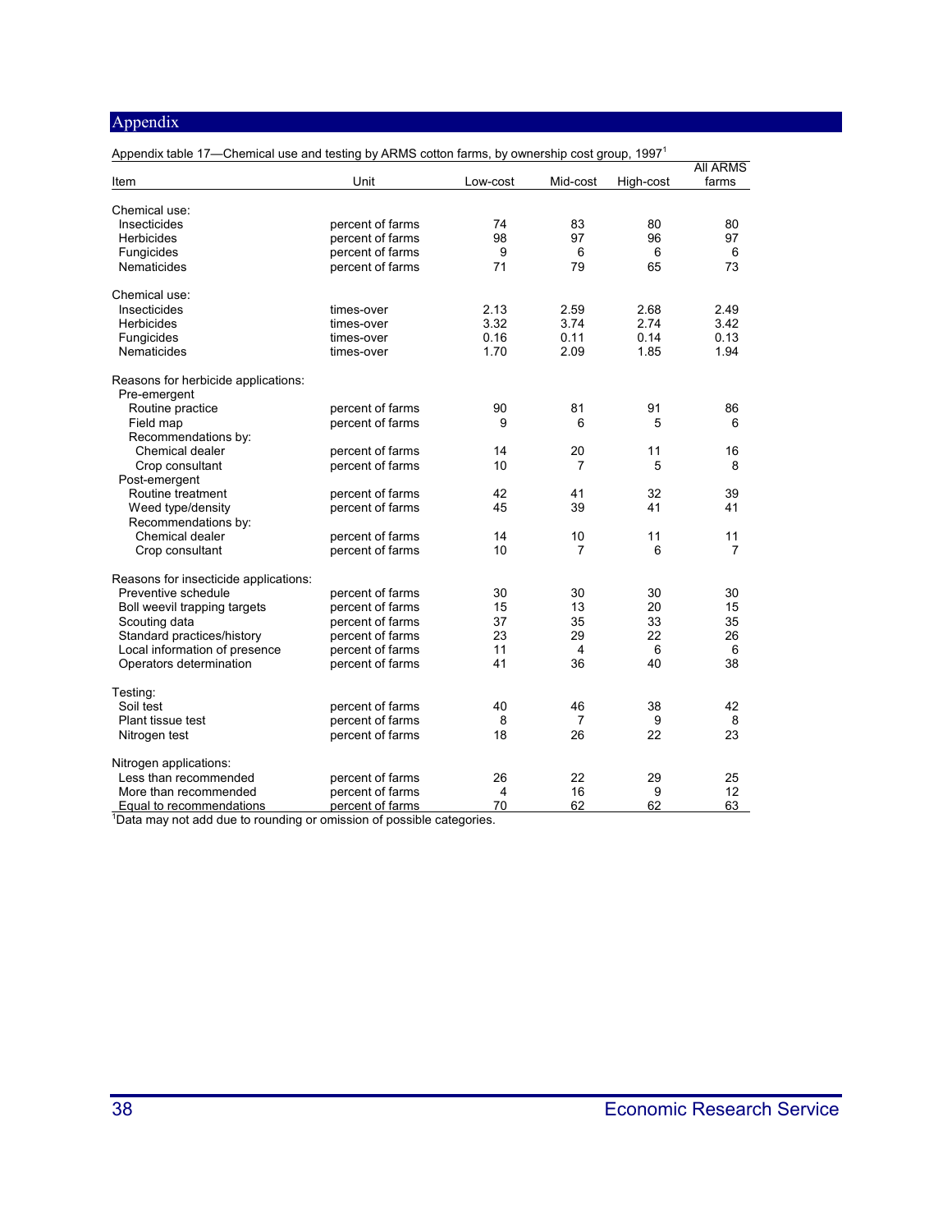## Appendix

Appendix table 17—Chemical use and testing by ARMS cotton farms, by ownership cost group, 1997[1]

| Item | Unit | Low-cost | Mid-cost | High-cost | All ARMS farms |
|---|---|---|---|---|---|
| Chemical use: | | | | | |
| Insecticides | percent of farms | 74 | 83 | 80 | 80 |
| Herbicides | percent of farms | 98 | 97 | 96 | 97 |
| Fungicides | percent of farms | 9 | 6 | 6 | 6 |
| Nematicides | percent of farms | 71 | 79 | 65 | 73 |
| Chemical use: | | | | | |
| Insecticides | times-over | 2.13 | 2.59 | 2.68 | 2.49 |
| Herbicides | times-over | 3.32 | 3.74 | 2.74 | 3.42 |
| Fungicides | times-over | 0.16 | 0.11 | 0.14 | 0.13 |
| Nematicides | times-over | 1.70 | 2.09 | 1.85 | 1.94 |
| Reasons for herbicide applications: | | | | | |
| Pre-emergent | | | | | |
| Routine practice | percent of farms | 90 | 81 | 91 | 86 |
| Field map | percent of farms | 9 | 6 | 5 | 6 |
| Recommendations by: | | | | | |
| Chemical dealer | percent of farms | 14 | 20 | 11 | 16 |
| Crop consultant | percent of farms | 10 | 7 | 5 | 8 |
| Post-emergent | | | | | |
| Routine treatment | percent of farms | 42 | 41 | 32 | 39 |
| Weed type/density | percent of farms | 45 | 39 | 41 | 41 |
| Recommendations by: | | | | | |
| Chemical dealer | percent of farms | 14 | 10 | 11 | 11 |
| Crop consultant | percent of farms | 10 | 7 | 6 | 7 |
| Reasons for insecticide applications: | | | | | |
| Preventive schedule | percent of farms | 30 | 30 | 30 | 30 |
| Boll weevil trapping targets | percent of farms | 15 | 13 | 20 | 15 |
| Scouting data | percent of farms | 37 | 35 | 33 | 35 |
| Standard practices/history | percent of farms | 23 | 29 | 22 | 26 |
| Local information of presence | percent of farms | 11 | 4 | 6 | 6 |
| Operators determination | percent of farms | 41 | 36 | 40 | 38 |
| Testing: | | | | | |
| Soil test | percent of farms | 40 | 46 | 38 | 42 |
| Plant tissue test | percent of farms | 8 | 7 | 9 | 8 |
| Nitrogen test | percent of farms | 18 | 26 | 22 | 23 |
| Nitrogen applications: | | | | | |
| Less than recommended | percent of farms | 26 | 22 | 29 | 25 |
| More than recommended | percent of farms | 4 | 16 | 9 | 12 |
| Equal to recommendations | percent of farms | 70 | 62 | 62 | 63 |

[1]Data may not add due to rounding or omission of possible categories.